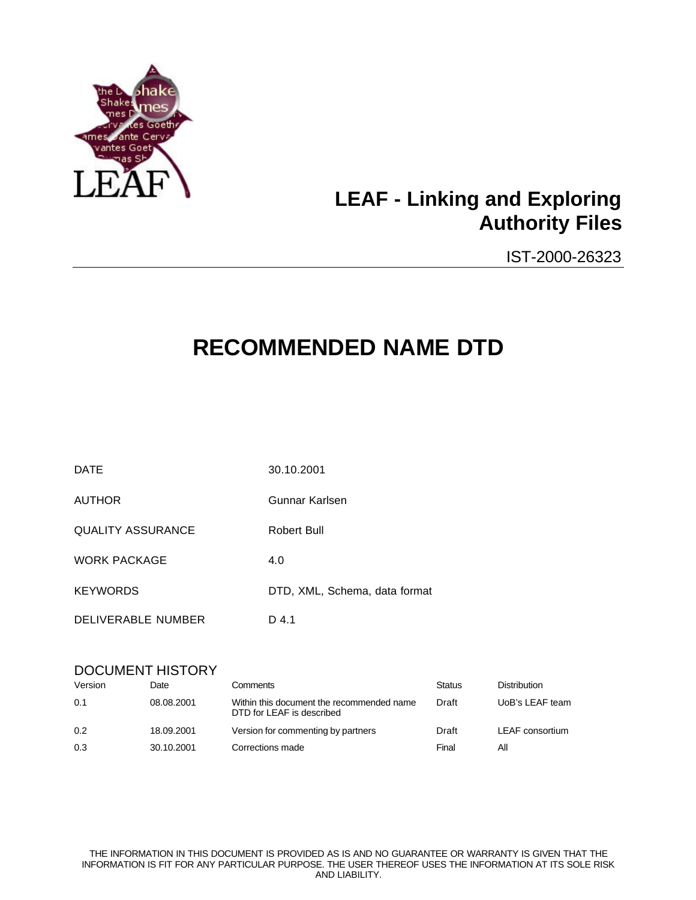# LEAF - Linking and Exploring Authority Files

IST-2000-26323

# RECOMMENDED NAME DTD

| | |
|---|---|
| DATE | 30.10.2001 |
| AUTHOR | Gunnar Karlsen |
| QUALITY ASSURANCE | Robert Bull |
| WORK PACKAGE | 4.0 |
| KEYWORDS | DTD, XML, Schema, data format |
| DELIVERABLE NUMBER | D 4.1 |

## DOCUMENT HISTORY

| Version | Date | Comments | Status | Distribution |
|---|---|---|---|---|
| 0.1 | 08.08.2001 | Within this document the recommended name DTD for LEAF is described | Draft | UoB's LEAF team |
| 0.2 | 18.09.2001 | Version for commenting by partners | Draft | LEAF consortium |
| 0.3 | 30.10.2001 | Corrections made | Final | All |

THE INFORMATION IN THIS DOCUMENT IS PROVIDED AS IS AND NO GUARANTEE OR WARRANTY IS GIVEN THAT THE INFORMATION IS FIT FOR ANY PARTICULAR PURPOSE. THE USER THEREOF USES THE INFORMATION AT ITS SOLE RISK AND LIABILITY.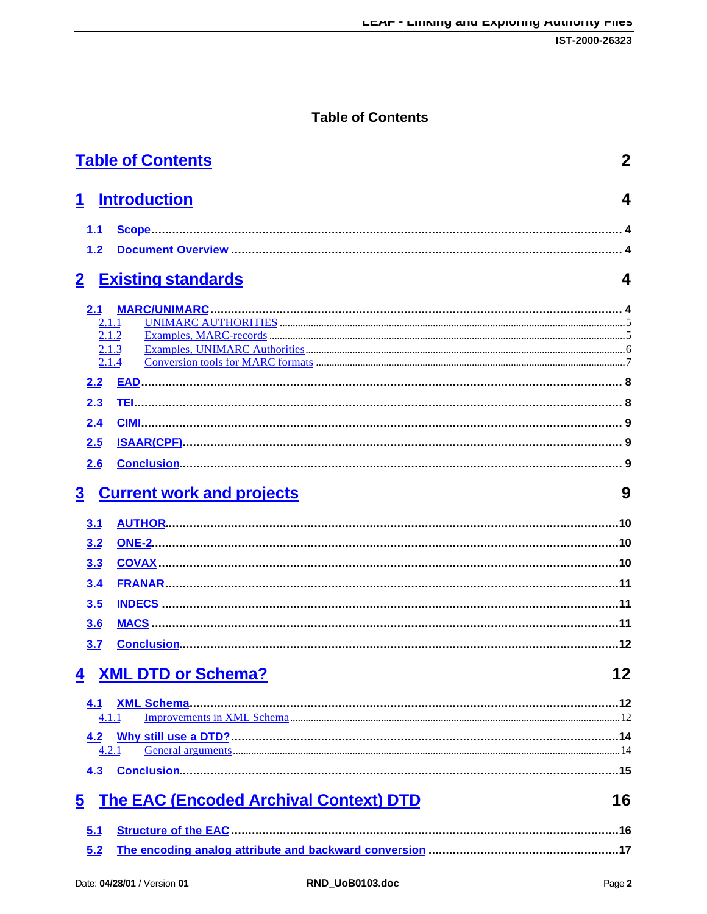# Table of Contents

Table of Contents ..... 2

1 Introduction ..... 4

- 1.1 Scope ..... 4
- 1.2 Document Overview ..... 4

2 Existing standards ..... 4

- 2.1 MARC/UNIMARC ..... 4
  - 2.1.1 UNIMARC AUTHORITIES ..... 5
  - 2.1.2 Examples, MARC-records ..... 5
  - 2.1.3 Examples, UNIMARC Authorities ..... 6
  - 2.1.4 Conversion tools for MARC formats ..... 7
- 2.2 EAD ..... 8
- 2.3 TEI ..... 8
- 2.4 CIMI ..... 9
- 2.5 ISAAR(CPF) ..... 9
- 2.6 Conclusion ..... 9

3 Current work and projects ..... 9

- 3.1 AUTHOR ..... 10
- 3.2 ONE-2 ..... 10
- 3.3 COVAX ..... 10
- 3.4 FRANAR ..... 11
- 3.5 INDECS ..... 11
- 3.6 MACS ..... 11
- 3.7 Conclusion ..... 12

4 XML DTD or Schema? ..... 12

- 4.1 XML Schema ..... 12
  - 4.1.1 Improvements in XML Schema ..... 12
- 4.2 Why still use a DTD? ..... 14
  - 4.2.1 General arguments ..... 14
- 4.3 Conclusion ..... 15

5 The EAC (Encoded Archival Context) DTD ..... 16

- 5.1 Structure of the EAC ..... 16
- 5.2 The encoding analog attribute and backward conversion ..... 17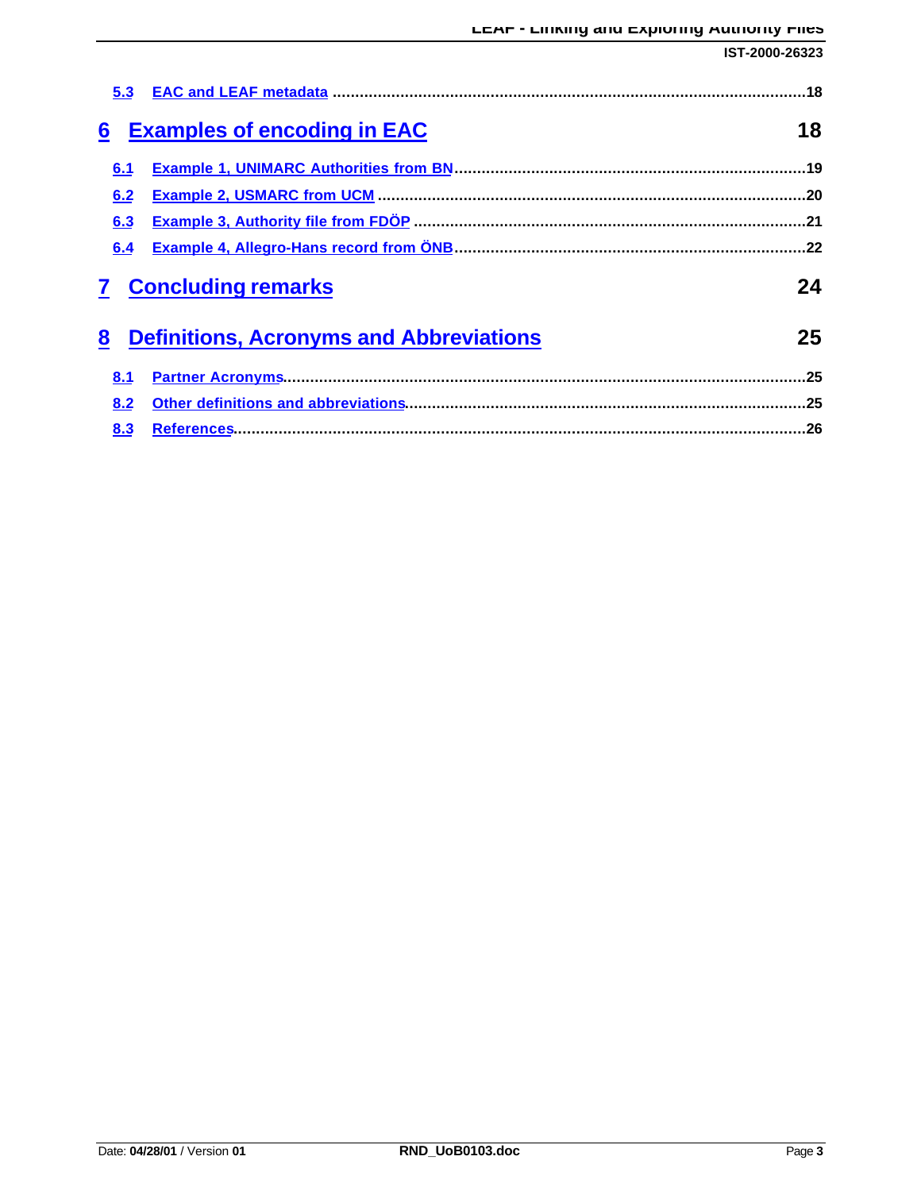5.3 EAC and LEAF metadata ....................................................................................................18

**6 Examples of encoding in EAC** **18**

6.1 Example 1, UNIMARC Authorities from BN.........................................................................19

6.2 Example 2, USMARC from UCM ..........................................................................................20

6.3 Example 3, Authority file from FDÖP ..................................................................................21

6.4 Example 4, Allegro-Hans record from ÖNB.........................................................................22

**7 Concluding remarks** **24**

**8 Definitions, Acronyms and Abbreviations** **25**

8.1 Partner Acronyms..................................................................................................................25

8.2 Other definitions and abbreviations.....................................................................................25

8.3 References..............................................................................................................................26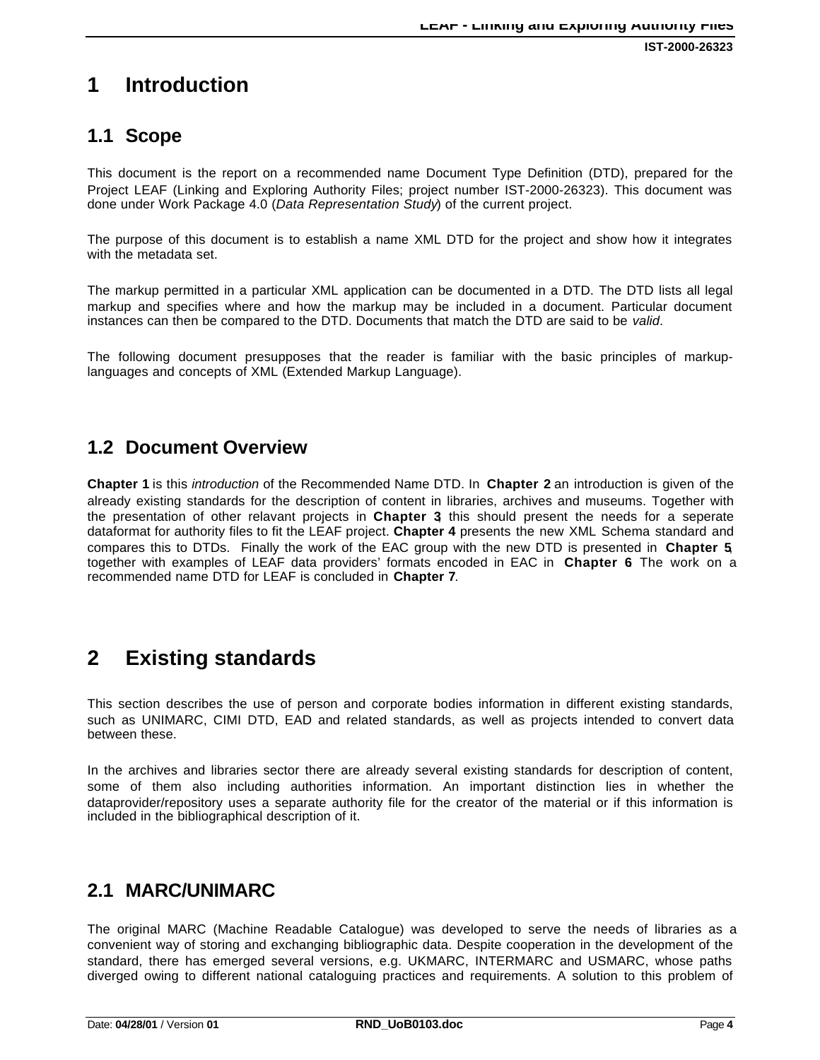# 1 Introduction

## 1.1 Scope

This document is the report on a recommended name Document Type Definition (DTD), prepared for the Project LEAF (Linking and Exploring Authority Files; project number IST-2000-26323). This document was done under Work Package 4.0 (*Data Representation Study*) of the current project.

The purpose of this document is to establish a name XML DTD for the project and show how it integrates with the metadata set.

The markup permitted in a particular XML application can be documented in a DTD. The DTD lists all legal markup and specifies where and how the markup may be included in a document. Particular document instances can then be compared to the DTD. Documents that match the DTD are said to be *valid*.

The following document presupposes that the reader is familiar with the basic principles of markup-languages and concepts of XML (Extended Markup Language).

## 1.2 Document Overview

**Chapter 1** is this *introduction* of the Recommended Name DTD. In **Chapter 2** an introduction is given of the already existing standards for the description of content in libraries, archives and museums. Together with the presentation of other relavant projects in **Chapter 3**, this should present the needs for a seperate dataformat for authority files to fit the LEAF project. **Chapter 4** presents the new XML Schema standard and compares this to DTDs. Finally the work of the EAC group with the new DTD is presented in **Chapter 5**, together with examples of LEAF data providers' formats encoded in EAC in **Chapter 6**. The work on a recommended name DTD for LEAF is concluded in **Chapter 7**.

# 2 Existing standards

This section describes the use of person and corporate bodies information in different existing standards, such as UNIMARC, CIMI DTD, EAD and related standards, as well as projects intended to convert data between these.

In the archives and libraries sector there are already several existing standards for description of content, some of them also including authorities information. An important distinction lies in whether the dataprovider/repository uses a separate authority file for the creator of the material or if this information is included in the bibliographical description of it.

## 2.1 MARC/UNIMARC

The original MARC (Machine Readable Catalogue) was developed to serve the needs of libraries as a convenient way of storing and exchanging bibliographic data. Despite cooperation in the development of the standard, there has emerged several versions, e.g. UKMARC, INTERMARC and USMARC, whose paths diverged owing to different national cataloguing practices and requirements. A solution to this problem of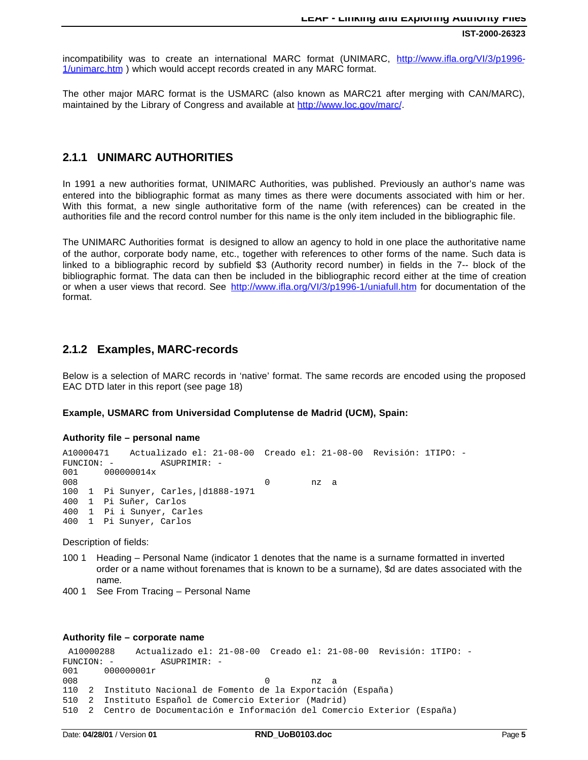incompatibility was to create an international MARC format (UNIMARC, http://www.ifla.org/VI/3/p1996-1/unimarc.htm ) which would accept records created in any MARC format.

The other major MARC format is the USMARC (also known as MARC21 after merging with CAN/MARC), maintained by the Library of Congress and available at http://www.loc.gov/marc/.

### 2.1.1 UNIMARC AUTHORITIES

In 1991 a new authorities format, UNIMARC Authorities, was published. Previously an author's name was entered into the bibliographic format as many times as there were documents associated with him or her. With this format, a new single authoritative form of the name (with references) can be created in the authorities file and the record control number for this name is the only item included in the bibliographic file.

The UNIMARC Authorities format is designed to allow an agency to hold in one place the authoritative name of the author, corporate body name, etc., together with references to other forms of the name. Such data is linked to a bibliographic record by subfield $3 (Authority record number) in fields in the 7-- block of the bibliographic format. The data can then be included in the bibliographic record either at the time of creation or when a user views that record. See http://www.ifla.org/VI/3/p1996-1/uniafull.htm for documentation of the format.

### 2.1.2 Examples, MARC-records

Below is a selection of MARC records in 'native' format. The same records are encoded using the proposed EAC DTD later in this report (see page 18)

**Example, USMARC from Universidad Complutense de Madrid (UCM), Spain:**

**Authority file – personal name**

```
A10000471    Actualizado el: 21-08-00  Creado el: 21-08-00  Revisión: 1TIPO: -
FUNCION: -         ASUPRIMIR: -
001     000000014x
008                                 0       nz  a
100  1  Pi Sunyer, Carles,|d1888-1971
400  1  Pi Suñer, Carlos
400  1  Pi i Sunyer, Carles
400  1  Pi Sunyer, Carlos
```

Description of fields:

- 100 1 Heading – Personal Name (indicator 1 denotes that the name is a surname formatted in inverted order or a name without forenames that is known to be a surname), $d are dates associated with the name.
- 400 1 See From Tracing – Personal Name

**Authority file – corporate name**

```
 A10000288    Actualizado el: 21-08-00  Creado el: 21-08-00  Revisión: 1TIPO: -
FUNCION: -         ASUPRIMIR: -
001     000000001r
008                                 0       nz  a
110  2  Instituto Nacional de Fomento de la Exportación (España)
510  2  Instituto Español de Comercio Exterior (Madrid)
510  2  Centro de Documentación e Información del Comercio Exterior (España)
```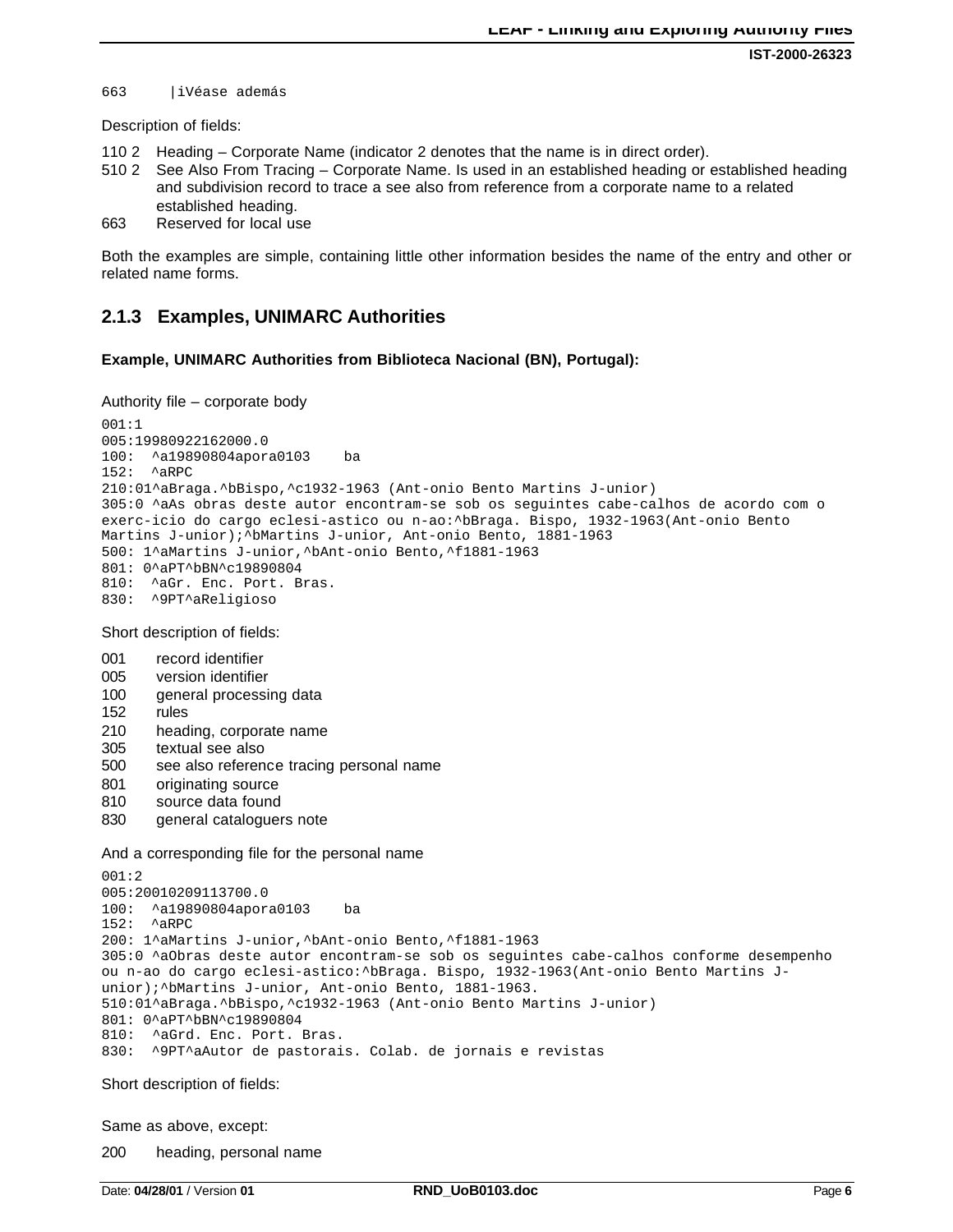```
663     |iVéase además
```

Description of fields:

110 2 Heading – Corporate Name (indicator 2 denotes that the name is in direct order).
510 2 See Also From Tracing – Corporate Name. Is used in an established heading or established heading and subdivision record to trace a see also from reference from a corporate name to a related established heading.
663 Reserved for local use

Both the examples are simple, containing little other information besides the name of the entry and other or related name forms.

### 2.1.3 Examples, UNIMARC Authorities

**Example, UNIMARC Authorities from Biblioteca Nacional (BN), Portugal):**

Authority file – corporate body

```
001:1
005:19980922162000.0
100:  ^a19890804apora0103    ba
152:  ^aRPC
210:01^aBraga.^bBispo,^c1932-1963 (Ant-onio Bento Martins J-unior)
305:0 ^aAs obras deste autor encontram-se sob os seguintes cabe-calhos de acordo com o
exerc-icio do cargo eclesi-astico ou n-ao:^bBraga. Bispo, 1932-1963(Ant-onio Bento
Martins J-unior);^bMartins J-unior, Ant-onio Bento, 1881-1963
500: 1^aMartins J-unior,^bAnt-onio Bento,^f1881-1963
801: 0^aPT^bBN^c19890804
810:  ^aGr. Enc. Port. Bras.
830:  ^9PT^aReligioso
```

Short description of fields:

001 record identifier
005 version identifier
100 general processing data
152 rules
210 heading, corporate name
305 textual see also
500 see also reference tracing personal name
801 originating source
810 source data found
830 general cataloguers note

And a corresponding file for the personal name

```
001:2
005:20010209113700.0
100:  ^a19890804apora0103    ba
152:  ^aRPC
200: 1^aMartins J-unior,^bAnt-onio Bento,^f1881-1963
305:0 ^aObras deste autor encontram-se sob os seguintes cabe-calhos conforme desempenho
ou n-ao do cargo eclesi-astico:^bBraga. Bispo, 1932-1963(Ant-onio Bento Martins J-
unior);^bMartins J-unior, Ant-onio Bento, 1881-1963.
510:01^aBraga.^bBispo,^c1932-1963 (Ant-onio Bento Martins J-unior)
801: 0^aPT^bBN^c19890804
810:  ^aGrd. Enc. Port. Bras.
830:  ^9PT^aAutor de pastorais. Colab. de jornais e revistas
```

Short description of fields:

Same as above, except:

200 heading, personal name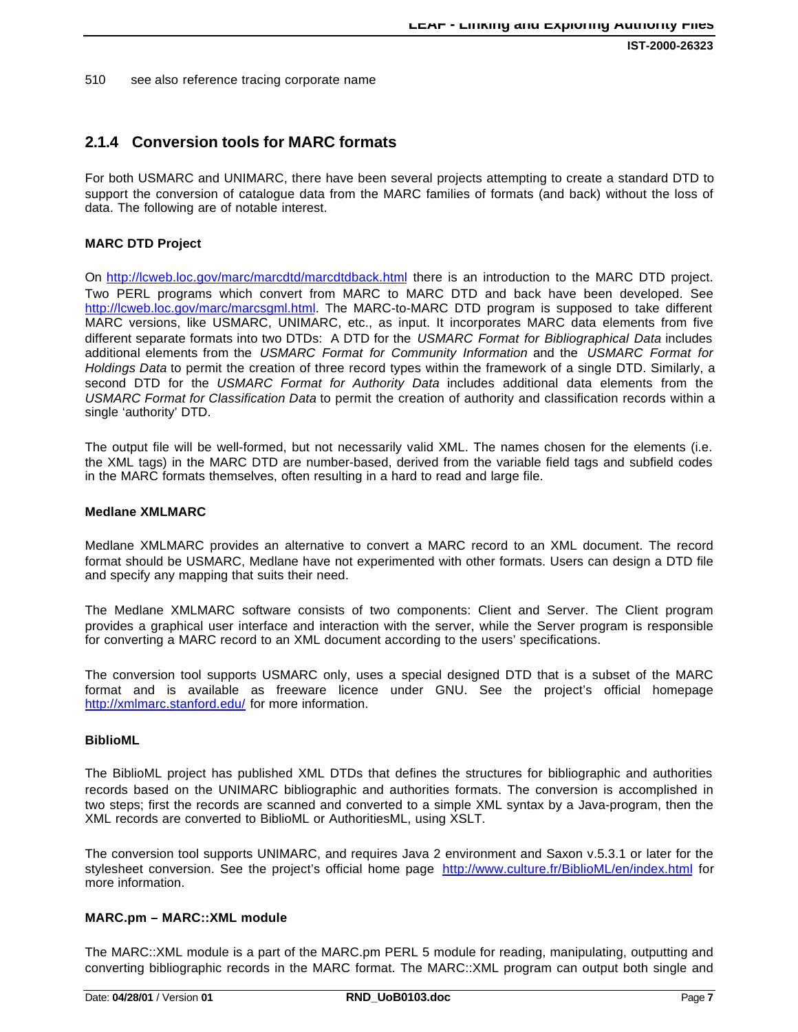510 see also reference tracing corporate name

### 2.1.4 Conversion tools for MARC formats

For both USMARC and UNIMARC, there have been several projects attempting to create a standard DTD to support the conversion of catalogue data from the MARC families of formats (and back) without the loss of data. The following are of notable interest.

**MARC DTD Project**

On http://lcweb.loc.gov/marc/marcdtd/marcdtdback.html there is an introduction to the MARC DTD project. Two PERL programs which convert from MARC to MARC DTD and back have been developed. See http://lcweb.loc.gov/marc/marcsgml.html. The MARC-to-MARC DTD program is supposed to take different MARC versions, like USMARC, UNIMARC, etc., as input. It incorporates MARC data elements from five different separate formats into two DTDs: A DTD for the *USMARC Format for Bibliographical Data* includes additional elements from the *USMARC Format for Community Information* and the *USMARC Format for Holdings Data* to permit the creation of three record types within the framework of a single DTD. Similarly, a second DTD for the *USMARC Format for Authority Data* includes additional data elements from the *USMARC Format for Classification Data* to permit the creation of authority and classification records within a single 'authority' DTD.

The output file will be well-formed, but not necessarily valid XML. The names chosen for the elements (i.e. the XML tags) in the MARC DTD are number-based, derived from the variable field tags and subfield codes in the MARC formats themselves, often resulting in a hard to read and large file.

**Medlane XMLMARC**

Medlane XMLMARC provides an alternative to convert a MARC record to an XML document. The record format should be USMARC, Medlane have not experimented with other formats. Users can design a DTD file and specify any mapping that suits their need.

The Medlane XMLMARC software consists of two components: Client and Server. The Client program provides a graphical user interface and interaction with the server, while the Server program is responsible for converting a MARC record to an XML document according to the users' specifications.

The conversion tool supports USMARC only, uses a special designed DTD that is a subset of the MARC format and is available as freeware licence under GNU. See the project's official homepage http://xmlmarc.stanford.edu/ for more information.

**BiblioML**

The BiblioML project has published XML DTDs that defines the structures for bibliographic and authorities records based on the UNIMARC bibliographic and authorities formats. The conversion is accomplished in two steps; first the records are scanned and converted to a simple XML syntax by a Java-program, then the XML records are converted to BiblioML or AuthoritiesML, using XSLT.

The conversion tool supports UNIMARC, and requires Java 2 environment and Saxon v.5.3.1 or later for the stylesheet conversion. See the project's official home page http://www.culture.fr/BiblioML/en/index.html for more information.

**MARC.pm – MARC::XML module**

The MARC::XML module is a part of the MARC.pm PERL 5 module for reading, manipulating, outputting and converting bibliographic records in the MARC format. The MARC::XML program can output both single and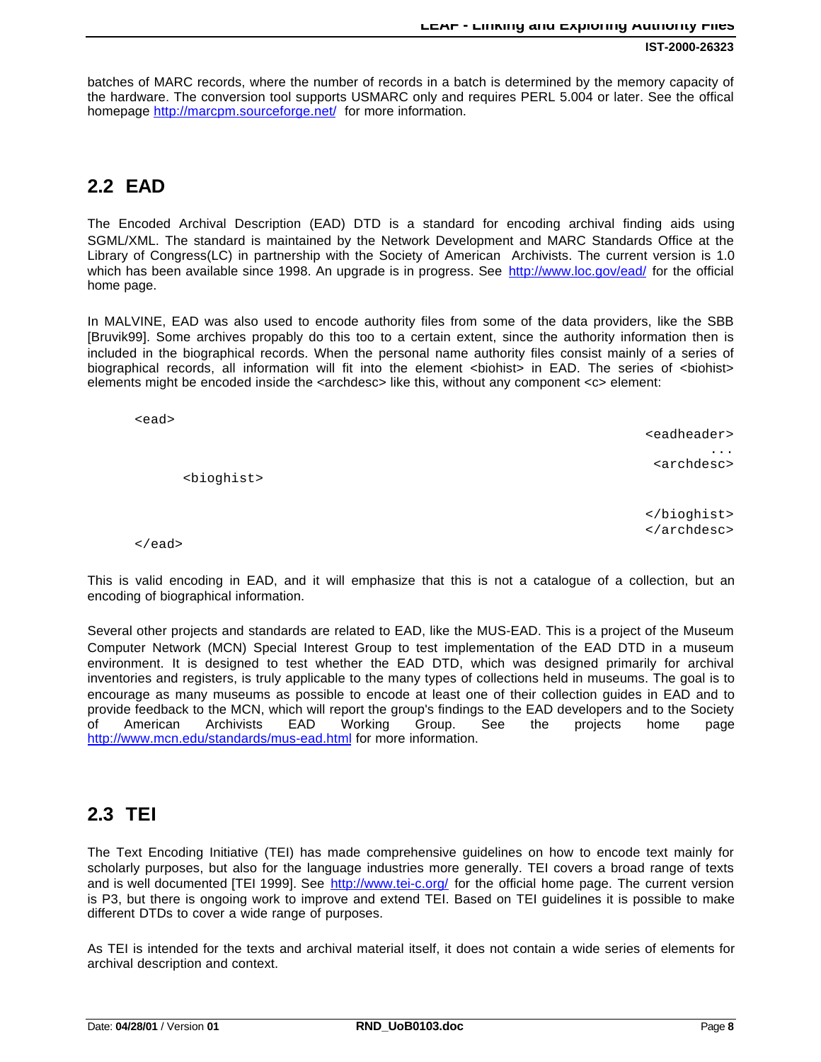batches of MARC records, where the number of records in a batch is determined by the memory capacity of the hardware. The conversion tool supports USMARC only and requires PERL 5.004 or later. See the offical homepage http://marcpm.sourceforge.net/ for more information.

## 2.2 EAD

The Encoded Archival Description (EAD) DTD is a standard for encoding archival finding aids using SGML/XML. The standard is maintained by the Network Development and MARC Standards Office at the Library of Congress(LC) in partnership with the Society of American Archivists. The current version is 1.0 which has been available since 1998. An upgrade is in progress. See http://www.loc.gov/ead/ for the official home page.

In MALVINE, EAD was also used to encode authority files from some of the data providers, like the SBB [Bruvik99]. Some archives propably do this too to a certain extent, since the authority information then is included in the biographical records. When the personal name authority files consist mainly of a series of biographical records, all information will fit into the element <biohist> in EAD. The series of <biohist> elements might be encoded inside the <archdesc> like this, without any component <c> element:

```
<ead>
    <eadheader>
    ...
    <archdesc>
        <bioghist>

        </bioghist>
    </archdesc>
</ead>
```

This is valid encoding in EAD, and it will emphasize that this is not a catalogue of a collection, but an encoding of biographical information.

Several other projects and standards are related to EAD, like the MUS-EAD. This is a project of the Museum Computer Network (MCN) Special Interest Group to test implementation of the EAD DTD in a museum environment. It is designed to test whether the EAD DTD, which was designed primarily for archival inventories and registers, is truly applicable to the many types of collections held in museums. The goal is to encourage as many museums as possible to encode at least one of their collection guides in EAD and to provide feedback to the MCN, which will report the group's findings to the EAD developers and to the Society of American Archivists EAD Working Group. See the projects home page http://www.mcn.edu/standards/mus-ead.html for more information.

## 2.3 TEI

The Text Encoding Initiative (TEI) has made comprehensive guidelines on how to encode text mainly for scholarly purposes, but also for the language industries more generally. TEI covers a broad range of texts and is well documented [TEI 1999]. See http://www.tei-c.org/ for the official home page. The current version is P3, but there is ongoing work to improve and extend TEI. Based on TEI guidelines it is possible to make different DTDs to cover a wide range of purposes.

As TEI is intended for the texts and archival material itself, it does not contain a wide series of elements for archival description and context.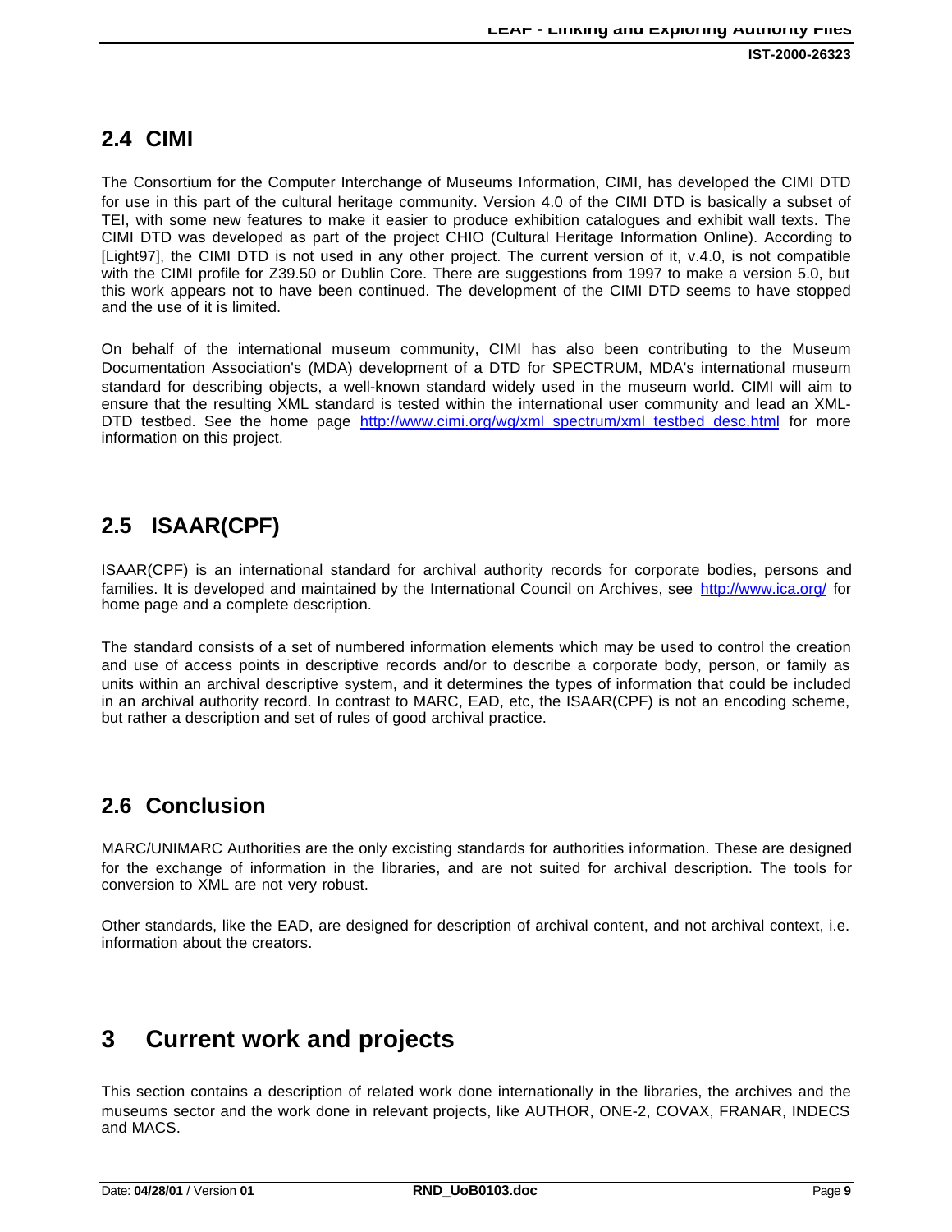## 2.4 CIMI

The Consortium for the Computer Interchange of Museums Information, CIMI, has developed the CIMI DTD for use in this part of the cultural heritage community. Version 4.0 of the CIMI DTD is basically a subset of TEI, with some new features to make it easier to produce exhibition catalogues and exhibit wall texts. The CIMI DTD was developed as part of the project CHIO (Cultural Heritage Information Online). According to [Light97], the CIMI DTD is not used in any other project. The current version of it, v.4.0, is not compatible with the CIMI profile for Z39.50 or Dublin Core. There are suggestions from 1997 to make a version 5.0, but this work appears not to have been continued. The development of the CIMI DTD seems to have stopped and the use of it is limited.

On behalf of the international museum community, CIMI has also been contributing to the Museum Documentation Association's (MDA) development of a DTD for SPECTRUM, MDA's international museum standard for describing objects, a well-known standard widely used in the museum world. CIMI will aim to ensure that the resulting XML standard is tested within the international user community and lead an XML-DTD testbed. See the home page http://www.cimi.org/wg/xml_spectrum/xml_testbed_desc.html for more information on this project.

## 2.5 ISAAR(CPF)

ISAAR(CPF) is an international standard for archival authority records for corporate bodies, persons and families. It is developed and maintained by the International Council on Archives, see http://www.ica.org/ for home page and a complete description.

The standard consists of a set of numbered information elements which may be used to control the creation and use of access points in descriptive records and/or to describe a corporate body, person, or family as units within an archival descriptive system, and it determines the types of information that could be included in an archival authority record. In contrast to MARC, EAD, etc, the ISAAR(CPF) is not an encoding scheme, but rather a description and set of rules of good archival practice.

## 2.6 Conclusion

MARC/UNIMARC Authorities are the only excisting standards for authorities information. These are designed for the exchange of information in the libraries, and are not suited for archival description. The tools for conversion to XML are not very robust.

Other standards, like the EAD, are designed for description of archival content, and not archival context, i.e. information about the creators.

# 3 Current work and projects

This section contains a description of related work done internationally in the libraries, the archives and the museums sector and the work done in relevant projects, like AUTHOR, ONE-2, COVAX, FRANAR, INDECS and MACS.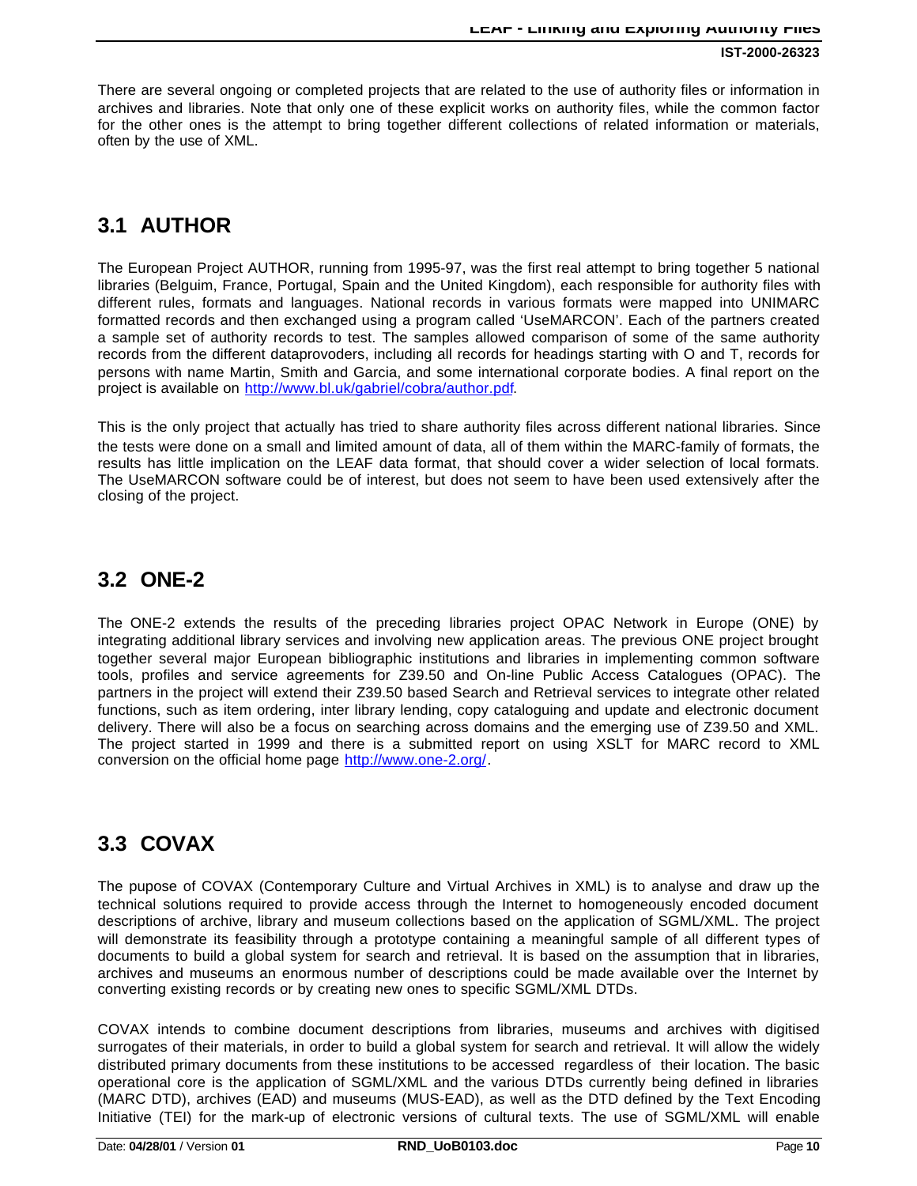There are several ongoing or completed projects that are related to the use of authority files or information in archives and libraries. Note that only one of these explicit works on authority files, while the common factor for the other ones is the attempt to bring together different collections of related information or materials, often by the use of XML.

## 3.1 AUTHOR

The European Project AUTHOR, running from 1995-97, was the first real attempt to bring together 5 national libraries (Belguim, France, Portugal, Spain and the United Kingdom), each responsible for authority files with different rules, formats and languages. National records in various formats were mapped into UNIMARC formatted records and then exchanged using a program called 'UseMARCON'. Each of the partners created a sample set of authority records to test. The samples allowed comparison of some of the same authority records from the different dataprovoders, including all records for headings starting with O and T, records for persons with name Martin, Smith and Garcia, and some international corporate bodies. A final report on the project is available on http://www.bl.uk/gabriel/cobra/author.pdf.

This is the only project that actually has tried to share authority files across different national libraries. Since the tests were done on a small and limited amount of data, all of them within the MARC-family of formats, the results has little implication on the LEAF data format, that should cover a wider selection of local formats. The UseMARCON software could be of interest, but does not seem to have been used extensively after the closing of the project.

## 3.2 ONE-2

The ONE-2 extends the results of the preceding libraries project OPAC Network in Europe (ONE) by integrating additional library services and involving new application areas. The previous ONE project brought together several major European bibliographic institutions and libraries in implementing common software tools, profiles and service agreements for Z39.50 and On-line Public Access Catalogues (OPAC). The partners in the project will extend their Z39.50 based Search and Retrieval services to integrate other related functions, such as item ordering, inter library lending, copy cataloguing and update and electronic document delivery. There will also be a focus on searching across domains and the emerging use of Z39.50 and XML. The project started in 1999 and there is a submitted report on using XSLT for MARC record to XML conversion on the official home page http://www.one-2.org/.

## 3.3 COVAX

The pupose of COVAX (Contemporary Culture and Virtual Archives in XML) is to analyse and draw up the technical solutions required to provide access through the Internet to homogeneously encoded document descriptions of archive, library and museum collections based on the application of SGML/XML. The project will demonstrate its feasibility through a prototype containing a meaningful sample of all different types of documents to build a global system for search and retrieval. It is based on the assumption that in libraries, archives and museums an enormous number of descriptions could be made available over the Internet by converting existing records or by creating new ones to specific SGML/XML DTDs.

COVAX intends to combine document descriptions from libraries, museums and archives with digitised surrogates of their materials, in order to build a global system for search and retrieval. It will allow the widely distributed primary documents from these institutions to be accessed regardless of their location. The basic operational core is the application of SGML/XML and the various DTDs currently being defined in libraries (MARC DTD), archives (EAD) and museums (MUS-EAD), as well as the DTD defined by the Text Encoding Initiative (TEI) for the mark-up of electronic versions of cultural texts. The use of SGML/XML will enable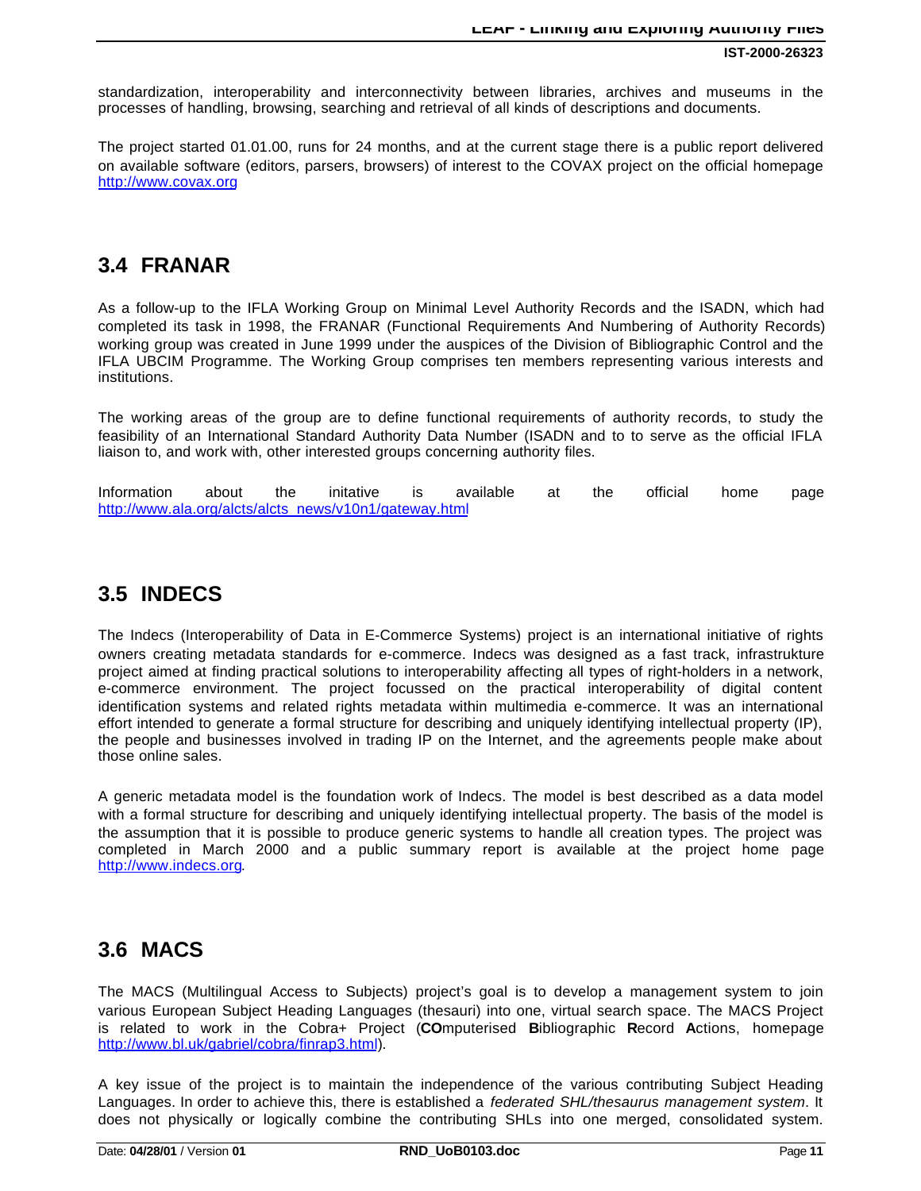standardization, interoperability and interconnectivity between libraries, archives and museums in the processes of handling, browsing, searching and retrieval of all kinds of descriptions and documents.

The project started 01.01.00, runs for 24 months, and at the current stage there is a public report delivered on available software (editors, parsers, browsers) of interest to the COVAX project on the official homepage http://www.covax.org

## 3.4 FRANAR

As a follow-up to the IFLA Working Group on Minimal Level Authority Records and the ISADN, which had completed its task in 1998, the FRANAR (Functional Requirements And Numbering of Authority Records) working group was created in June 1999 under the auspices of the Division of Bibliographic Control and the IFLA UBCIM Programme. The Working Group comprises ten members representing various interests and institutions.

The working areas of the group are to define functional requirements of authority records, to study the feasibility of an International Standard Authority Data Number (ISADN and to to serve as the official IFLA liaison to, and work with, other interested groups concerning authority files.

Information about the initative is available at the official home page http://www.ala.org/alcts/alcts_news/v10n1/gateway.html

## 3.5 INDECS

The Indecs (Interoperability of Data in E-Commerce Systems) project is an international initiative of rights owners creating metadata standards for e-commerce. Indecs was designed as a fast track, infrastrukture project aimed at finding practical solutions to interoperability affecting all types of right-holders in a network, e-commerce environment. The project focussed on the practical interoperability of digital content identification systems and related rights metadata within multimedia e-commerce. It was an international effort intended to generate a formal structure for describing and uniquely identifying intellectual property (IP), the people and businesses involved in trading IP on the Internet, and the agreements people make about those online sales.

A generic metadata model is the foundation work of Indecs. The model is best described as a data model with a formal structure for describing and uniquely identifying intellectual property. The basis of the model is the assumption that it is possible to produce generic systems to handle all creation types. The project was completed in March 2000 and a public summary report is available at the project home page http://www.indecs.org.

## 3.6 MACS

The MACS (Multilingual Access to Subjects) project's goal is to develop a management system to join various European Subject Heading Languages (thesauri) into one, virtual search space. The MACS Project is related to work in the Cobra+ Project (**CO**mputerised **B**ibliographic **R**ecord **A**ctions, homepage http://www.bl.uk/gabriel/cobra/finrap3.html).

A key issue of the project is to maintain the independence of the various contributing Subject Heading Languages. In order to achieve this, there is established a *federated SHL/thesaurus management system*. It does not physically or logically combine the contributing SHLs into one merged, consolidated system.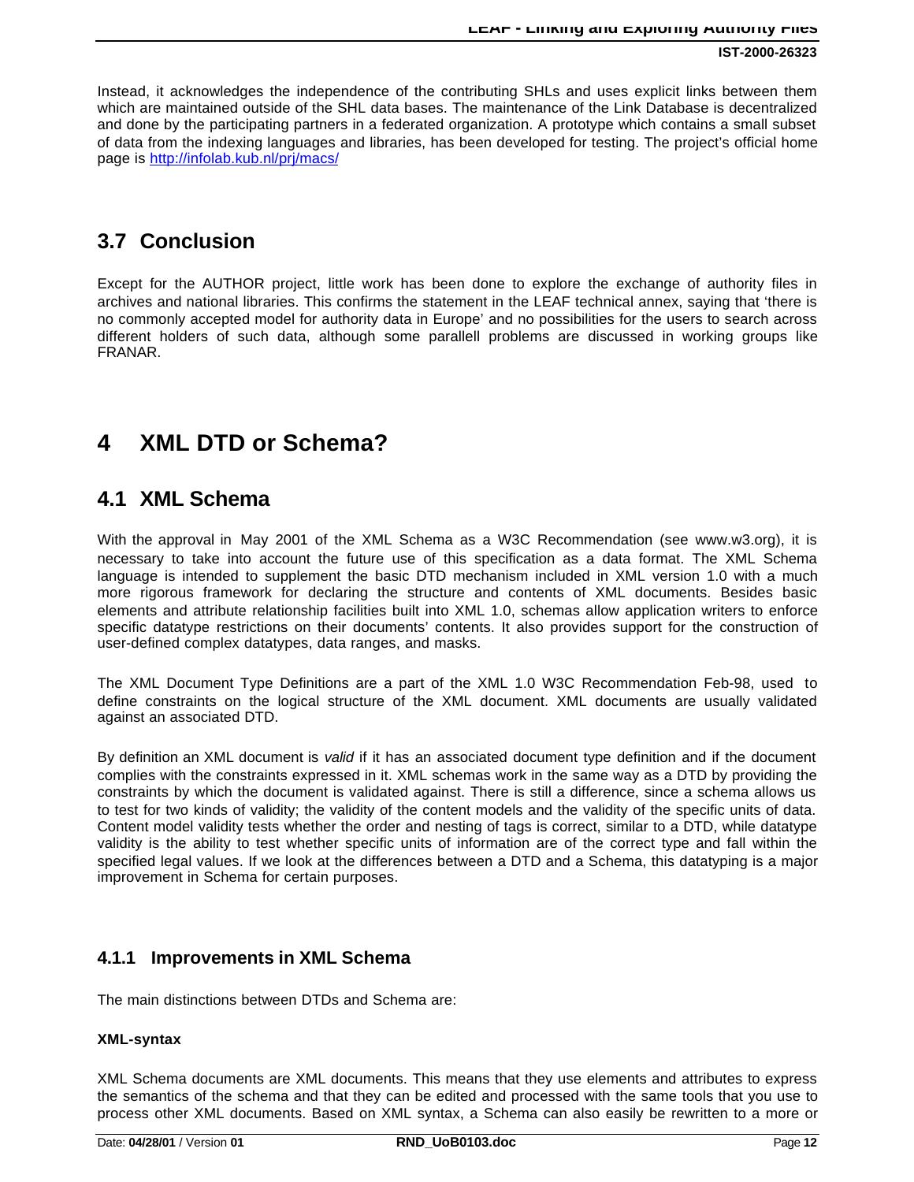Instead, it acknowledges the independence of the contributing SHLs and uses explicit links between them which are maintained outside of the SHL data bases. The maintenance of the Link Database is decentralized and done by the participating partners in a federated organization. A prototype which contains a small subset of data from the indexing languages and libraries, has been developed for testing. The project's official home page is http://infolab.kub.nl/prj/macs/

## 3.7 Conclusion

Except for the AUTHOR project, little work has been done to explore the exchange of authority files in archives and national libraries. This confirms the statement in the LEAF technical annex, saying that 'there is no commonly accepted model for authority data in Europe' and no possibilities for the users to search across different holders of such data, although some parallell problems are discussed in working groups like FRANAR.

# 4 XML DTD or Schema?

## 4.1 XML Schema

With the approval in May 2001 of the XML Schema as a W3C Recommendation (see www.w3.org), it is necessary to take into account the future use of this specification as a data format. The XML Schema language is intended to supplement the basic DTD mechanism included in XML version 1.0 with a much more rigorous framework for declaring the structure and contents of XML documents. Besides basic elements and attribute relationship facilities built into XML 1.0, schemas allow application writers to enforce specific datatype restrictions on their documents' contents. It also provides support for the construction of user-defined complex datatypes, data ranges, and masks.

The XML Document Type Definitions are a part of the XML 1.0 W3C Recommendation Feb-98, used to define constraints on the logical structure of the XML document. XML documents are usually validated against an associated DTD.

By definition an XML document is *valid* if it has an associated document type definition and if the document complies with the constraints expressed in it. XML schemas work in the same way as a DTD by providing the constraints by which the document is validated against. There is still a difference, since a schema allows us to test for two kinds of validity; the validity of the content models and the validity of the specific units of data. Content model validity tests whether the order and nesting of tags is correct, similar to a DTD, while datatype validity is the ability to test whether specific units of information are of the correct type and fall within the specified legal values. If we look at the differences between a DTD and a Schema, this datatyping is a major improvement in Schema for certain purposes.

### 4.1.1 Improvements in XML Schema

The main distinctions between DTDs and Schema are:

**XML-syntax**

XML Schema documents are XML documents. This means that they use elements and attributes to express the semantics of the schema and that they can be edited and processed with the same tools that you use to process other XML documents. Based on XML syntax, a Schema can also easily be rewritten to a more or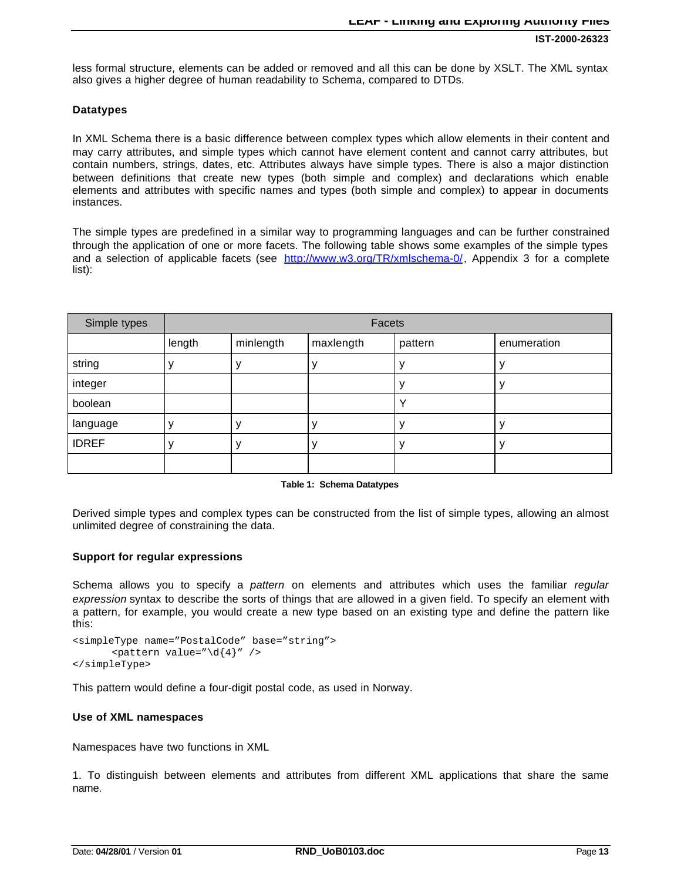less formal structure, elements can be added or removed and all this can be done by XSLT. The XML syntax also gives a higher degree of human readability to Schema, compared to DTDs.

**Datatypes**

In XML Schema there is a basic difference between complex types which allow elements in their content and may carry attributes, and simple types which cannot have element content and cannot carry attributes, but contain numbers, strings, dates, etc. Attributes always have simple types. There is also a major distinction between definitions that create new types (both simple and complex) and declarations which enable elements and attributes with specific names and types (both simple and complex) to appear in documents instances.

The simple types are predefined in a similar way to programming languages and can be further constrained through the application of one or more facets. The following table shows some examples of the simple types and a selection of applicable facets (see http://www.w3.org/TR/xmlschema-0/, Appendix 3 for a complete list):

| Simple types | Facets | | | | |
|---|---|---|---|---|---|
| | length | minlength | maxlength | pattern | enumeration |
| string | y | y | y | y | y |
| integer | | | | y | y |
| boolean | | | | Y | |
| language | y | y | y | y | y |
| IDREF | y | y | y | y | y |
| | | | | | |

**Table 1: Schema Datatypes**

Derived simple types and complex types can be constructed from the list of simple types, allowing an almost unlimited degree of constraining the data.

**Support for regular expressions**

Schema allows you to specify a *pattern* on elements and attributes which uses the familiar *regular expression* syntax to describe the sorts of things that are allowed in a given field. To specify an element with a pattern, for example, you would create a new type based on an existing type and define the pattern like this:

```
<simpleType name="PostalCode" base="string">
      <pattern value="\d{4}" />
</simpleType>
```

This pattern would define a four-digit postal code, as used in Norway.

**Use of XML namespaces**

Namespaces have two functions in XML

1. To distinguish between elements and attributes from different XML applications that share the same name.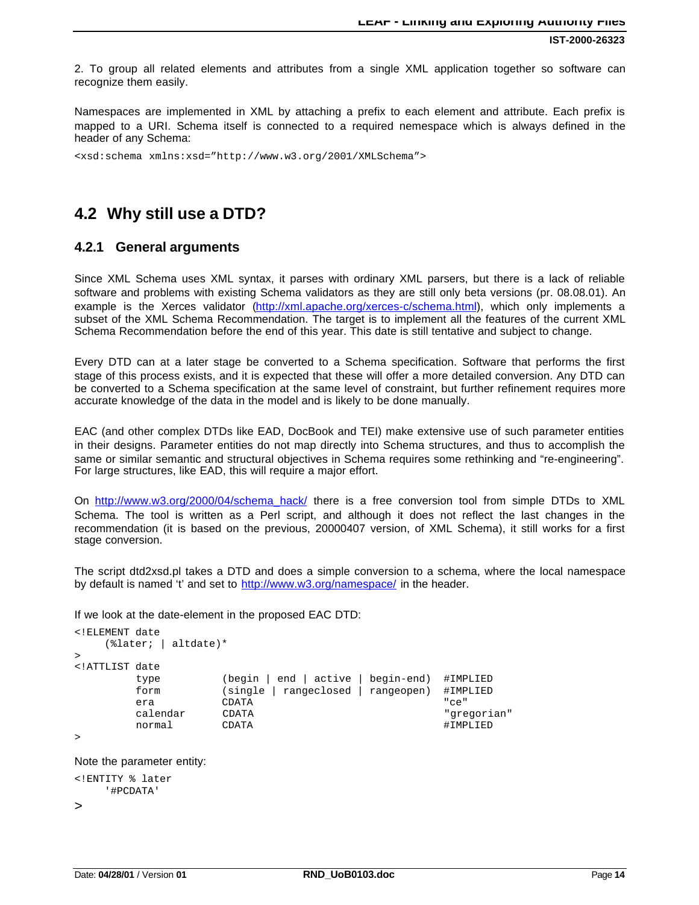2. To group all related elements and attributes from a single XML application together so software can recognize them easily.

Namespaces are implemented in XML by attaching a prefix to each element and attribute. Each prefix is mapped to a URI. Schema itself is connected to a required nemespace which is always defined in the header of any Schema:

```
<xsd:schema xmlns:xsd="http://www.w3.org/2001/XMLSchema">
```

## 4.2 Why still use a DTD?

### 4.2.1 General arguments

Since XML Schema uses XML syntax, it parses with ordinary XML parsers, but there is a lack of reliable software and problems with existing Schema validators as they are still only beta versions (pr. 08.08.01). An example is the Xerces validator (http://xml.apache.org/xerces-c/schema.html), which only implements a subset of the XML Schema Recommendation. The target is to implement all the features of the current XML Schema Recommendation before the end of this year. This date is still tentative and subject to change.

Every DTD can at a later stage be converted to a Schema specification. Software that performs the first stage of this process exists, and it is expected that these will offer a more detailed conversion. Any DTD can be converted to a Schema specification at the same level of constraint, but further refinement requires more accurate knowledge of the data in the model and is likely to be done manually.

EAC (and other complex DTDs like EAD, DocBook and TEI) make extensive use of such parameter entities in their designs. Parameter entities do not map directly into Schema structures, and thus to accomplish the same or similar semantic and structural objectives in Schema requires some rethinking and "re-engineering". For large structures, like EAD, this will require a major effort.

On http://www.w3.org/2000/04/schema_hack/ there is a free conversion tool from simple DTDs to XML Schema. The tool is written as a Perl script, and although it does not reflect the last changes in the recommendation (it is based on the previous, 20000407 version, of XML Schema), it still works for a first stage conversion.

The script dtd2xsd.pl takes a DTD and does a simple conversion to a schema, where the local namespace by default is named 't' and set to http://www.w3.org/namespace/ in the header.

If we look at the date-element in the proposed EAC DTD:

```
<!ELEMENT date
     (%later; | altdate)*
>
<!ATTLIST date
          type          (begin | end | active | begin-end)  #IMPLIED
          form          (single | rangeclosed | rangeopen)  #IMPLIED
          era           CDATA                               "ce"
          calendar      CDATA                               "gregorian"
          normal        CDATA                               #IMPLIED
>
```

Note the parameter entity:

```
<!ENTITY % later
     '#PCDATA'
>
```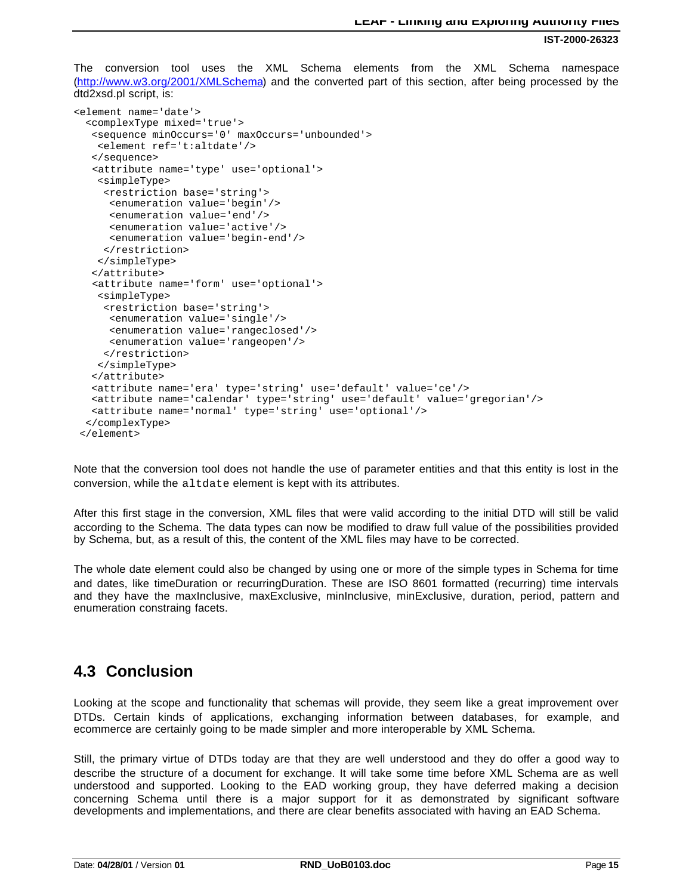The conversion tool uses the XML Schema elements from the XML Schema namespace (http://www.w3.org/2001/XMLSchema) and the converted part of this section, after being processed by the dtd2xsd.pl script, is:

```
<element name='date'>
  <complexType mixed='true'>
   <sequence minOccurs='0' maxOccurs='unbounded'>
    <element ref='t:altdate'/>
   </sequence>
   <attribute name='type' use='optional'>
    <simpleType>
     <restriction base='string'>
      <enumeration value='begin'/>
      <enumeration value='end'/>
      <enumeration value='active'/>
      <enumeration value='begin-end'/>
     </restriction>
    </simpleType>
   </attribute>
   <attribute name='form' use='optional'>
    <simpleType>
     <restriction base='string'>
      <enumeration value='single'/>
      <enumeration value='rangeclosed'/>
      <enumeration value='rangeopen'/>
     </restriction>
    </simpleType>
   </attribute>
   <attribute name='era' type='string' use='default' value='ce'/>
   <attribute name='calendar' type='string' use='default' value='gregorian'/>
   <attribute name='normal' type='string' use='optional'/>
  </complexType>
 </element>
```

Note that the conversion tool does not handle the use of parameter entities and that this entity is lost in the conversion, while the `altdate` element is kept with its attributes.

After this first stage in the conversion, XML files that were valid according to the initial DTD will still be valid according to the Schema. The data types can now be modified to draw full value of the possibilities provided by Schema, but, as a result of this, the content of the XML files may have to be corrected.

The whole date element could also be changed by using one or more of the simple types in Schema for time and dates, like timeDuration or recurringDuration. These are ISO 8601 formatted (recurring) time intervals and they have the maxInclusive, maxExclusive, minInclusive, minExclusive, duration, period, pattern and enumeration constraing facets.

## 4.3 Conclusion

Looking at the scope and functionality that schemas will provide, they seem like a great improvement over DTDs. Certain kinds of applications, exchanging information between databases, for example, and ecommerce are certainly going to be made simpler and more interoperable by XML Schema.

Still, the primary virtue of DTDs today are that they are well understood and they do offer a good way to describe the structure of a document for exchange. It will take some time before XML Schema are as well understood and supported. Looking to the EAD working group, they have deferred making a decision concerning Schema until there is a major support for it as demonstrated by significant software developments and implementations, and there are clear benefits associated with having an EAD Schema.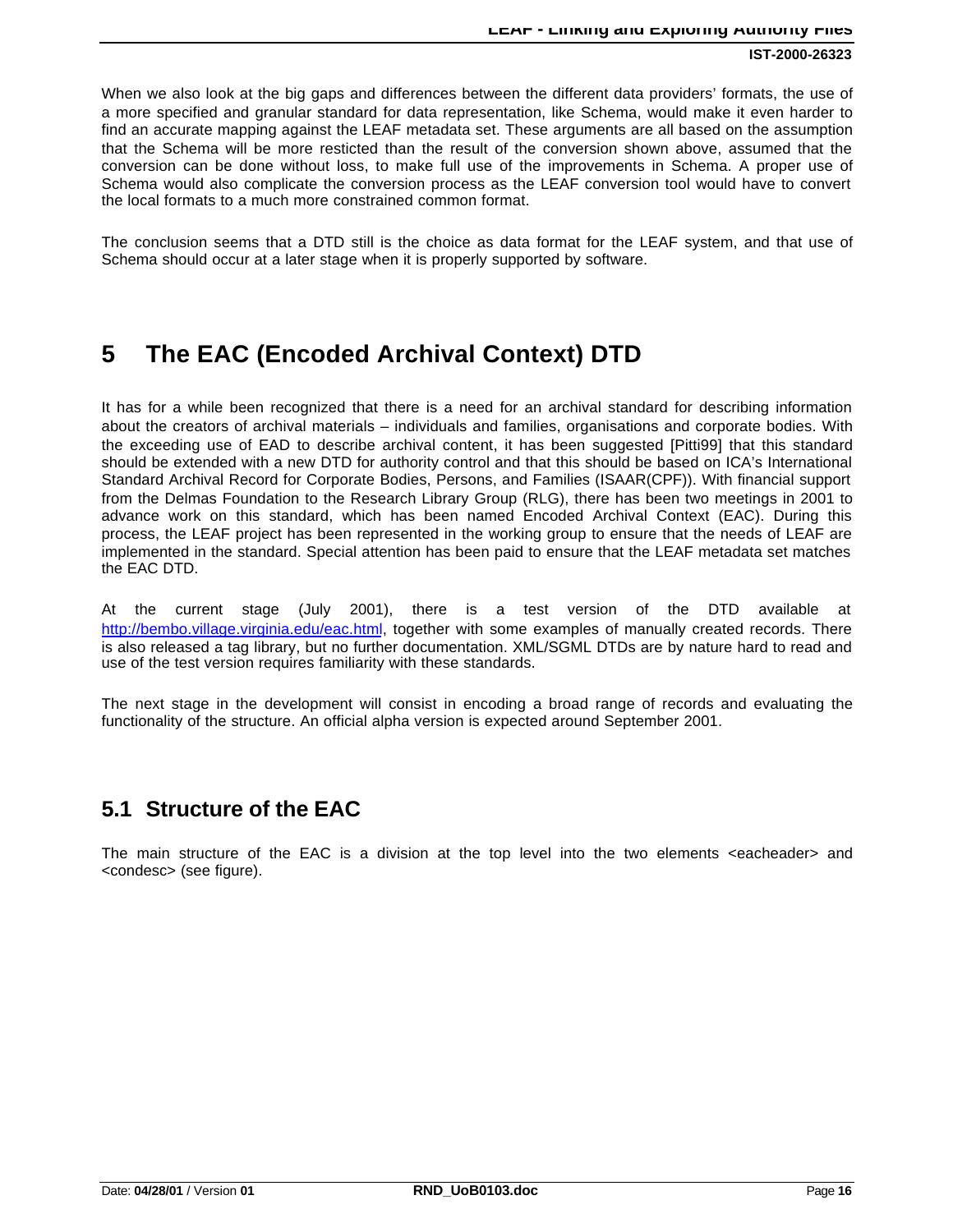When we also look at the big gaps and differences between the different data providers' formats, the use of a more specified and granular standard for data representation, like Schema, would make it even harder to find an accurate mapping against the LEAF metadata set. These arguments are all based on the assumption that the Schema will be more resticted than the result of the conversion shown above, assumed that the conversion can be done without loss, to make full use of the improvements in Schema. A proper use of Schema would also complicate the conversion process as the LEAF conversion tool would have to convert the local formats to a much more constrained common format.

The conclusion seems that a DTD still is the choice as data format for the LEAF system, and that use of Schema should occur at a later stage when it is properly supported by software.

# 5 The EAC (Encoded Archival Context) DTD

It has for a while been recognized that there is a need for an archival standard for describing information about the creators of archival materials – individuals and families, organisations and corporate bodies. With the exceeding use of EAD to describe archival content, it has been suggested [Pitti99] that this standard should be extended with a new DTD for authority control and that this should be based on ICA's International Standard Archival Record for Corporate Bodies, Persons, and Families (ISAAR(CPF)). With financial support from the Delmas Foundation to the Research Library Group (RLG), there has been two meetings in 2001 to advance work on this standard, which has been named Encoded Archival Context (EAC). During this process, the LEAF project has been represented in the working group to ensure that the needs of LEAF are implemented in the standard. Special attention has been paid to ensure that the LEAF metadata set matches the EAC DTD.

At the current stage (July 2001), there is a test version of the DTD available at http://bembo.village.virginia.edu/eac.html, together with some examples of manually created records. There is also released a tag library, but no further documentation. XML/SGML DTDs are by nature hard to read and use of the test version requires familiarity with these standards.

The next stage in the development will consist in encoding a broad range of records and evaluating the functionality of the structure. An official alpha version is expected around September 2001.

## 5.1 Structure of the EAC

The main structure of the EAC is a division at the top level into the two elements <eacheader> and <condesc> (see figure).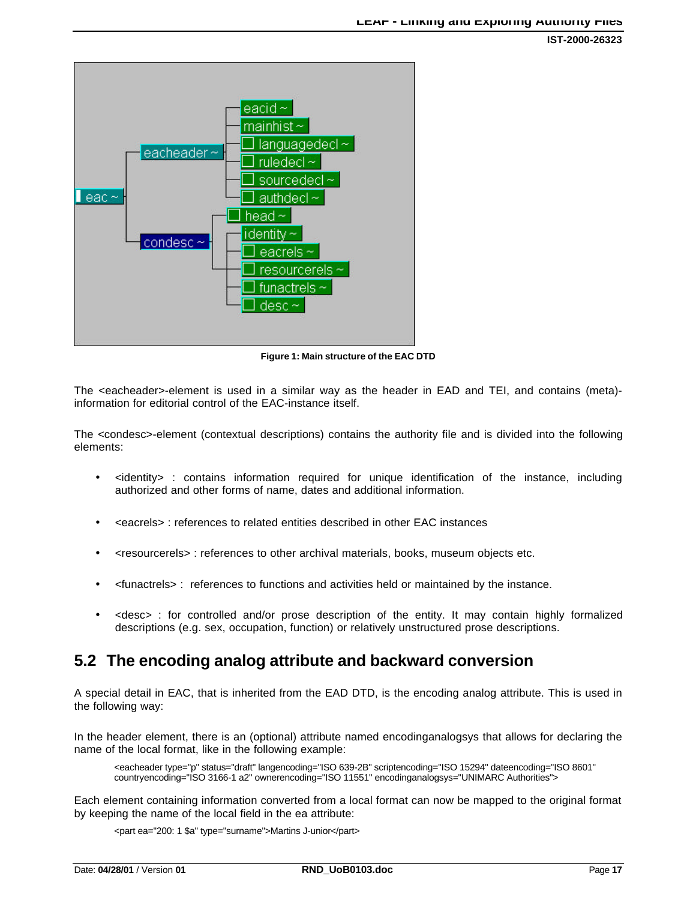Figure 1: Main structure of the EAC DTD

The <eacheader>-element is used in a similar way as the header in EAD and TEI, and contains (meta)-information for editorial control of the EAC-instance itself.

The <condesc>-element (contextual descriptions) contains the authority file and is divided into the following elements:

- <identity> : contains information required for unique identification of the instance, including authorized and other forms of name, dates and additional information.
- <eacrels> : references to related entities described in other EAC instances
- <resourcerels> : references to other archival materials, books, museum objects etc.
- <funactrels> : references to functions and activities held or maintained by the instance.
- <desc> : for controlled and/or prose description of the entity. It may contain highly formalized descriptions (e.g. sex, occupation, function) or relatively unstructured prose descriptions.

## 5.2 The encoding analog attribute and backward conversion

A special detail in EAC, that is inherited from the EAD DTD, is the encoding analog attribute. This is used in the following way:

In the header element, there is an (optional) attribute named encodinganalogsys that allows for declaring the name of the local format, like in the following example:

```
<eacheader type="p" status="draft" langencoding="ISO 639-2B" scriptencoding="ISO 15294" dateencoding="ISO 8601" countryencoding="ISO 3166-1 a2" ownerencoding="ISO 11551" encodinganalogsys="UNIMARC Authorities">
```

Each element containing information converted from a local format can now be mapped to the original format by keeping the name of the local field in the ea attribute:

```
<part ea="200: 1 $a" type="surname">Martins J-unior</part>
```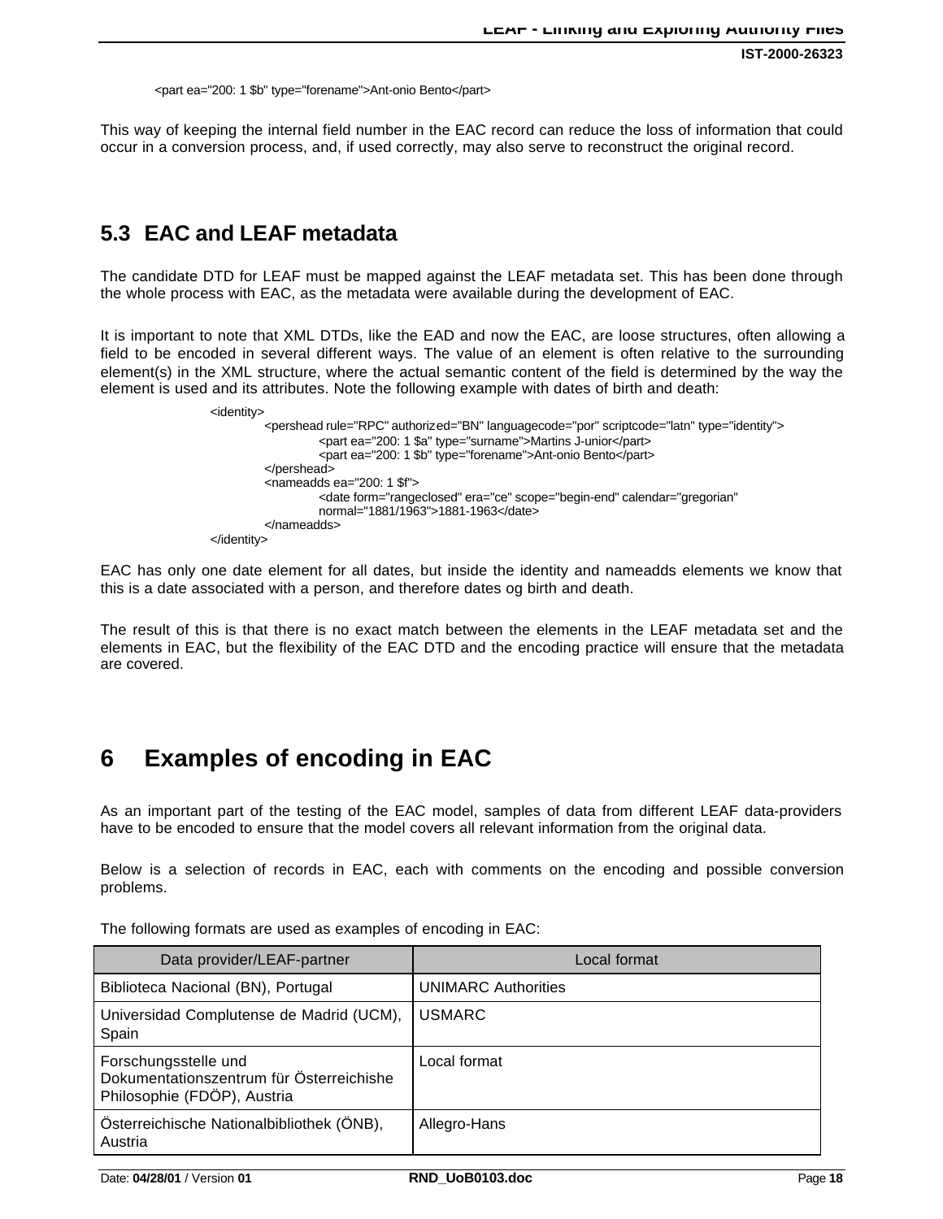```
<part ea="200: 1 $b" type="forename">Ant-onio Bento</part>
```

This way of keeping the internal field number in the EAC record can reduce the loss of information that could occur in a conversion process, and, if used correctly, may also serve to reconstruct the original record.

## 5.3 EAC and LEAF metadata

The candidate DTD for LEAF must be mapped against the LEAF metadata set. This has been done through the whole process with EAC, as the metadata were available during the development of EAC.

It is important to note that XML DTDs, like the EAD and now the EAC, are loose structures, often allowing a field to be encoded in several different ways. The value of an element is often relative to the surrounding element(s) in the XML structure, where the actual semantic content of the field is determined by the way the element is used and its attributes. Note the following example with dates of birth and death:

```
<identity>
    <pershead rule="RPC" authorized="BN" languagecode="por" scriptcode="latn" type="identity">
        <part ea="200: 1 $a" type="surname">Martins J-unior</part>
        <part ea="200: 1 $b" type="forename">Ant-onio Bento</part>
    </pershead>
    <nameadds ea="200: 1 $f">
        <date form="rangeclosed" era="ce" scope="begin-end" calendar="gregorian"
        normal="1881/1963">1881-1963</date>
    </nameadds>
</identity>
```

EAC has only one date element for all dates, but inside the identity and nameadds elements we know that this is a date associated with a person, and therefore dates og birth and death.

The result of this is that there is no exact match between the elements in the LEAF metadata set and the elements in EAC, but the flexibility of the EAC DTD and the encoding practice will ensure that the metadata are covered.

# 6 Examples of encoding in EAC

As an important part of the testing of the EAC model, samples of data from different LEAF data-providers have to be encoded to ensure that the model covers all relevant information from the original data.

Below is a selection of records in EAC, each with comments on the encoding and possible conversion problems.

The following formats are used as examples of encoding in EAC:

| Data provider/LEAF-partner | Local format |
|---|---|
| Biblioteca Nacional (BN), Portugal | UNIMARC Authorities |
| Universidad Complutense de Madrid (UCM), Spain | USMARC |
| Forschungsstelle und Dokumentationszentrum für Österreichishe Philosophie (FDÖP), Austria | Local format |
| Österreichische Nationalbibliothek (ÖNB), Austria | Allegro-Hans |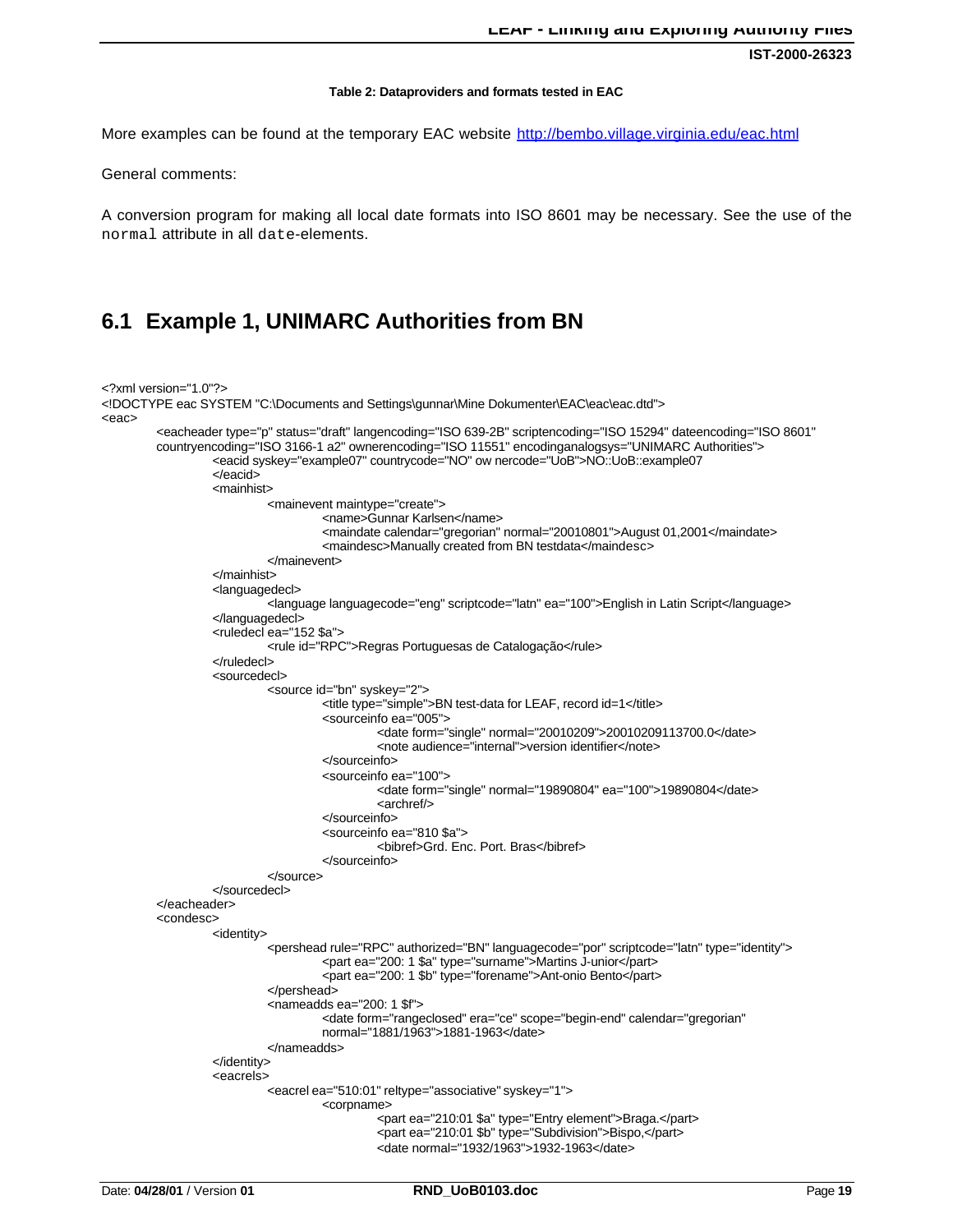**Table 2: Dataproviders and formats tested in EAC**

More examples can be found at the temporary EAC website http://bembo.village.virginia.edu/eac.html

General comments:

A conversion program for making all local date formats into ISO 8601 may be necessary. See the use of the `normal` attribute in all `date`-elements.

## 6.1 Example 1, UNIMARC Authorities from BN

```
<?xml version="1.0"?>
<!DOCTYPE eac SYSTEM "C:\Documents and Settings\gunnar\Mine Dokumenter\EAC\eac\eac.dtd">
<eac>
	<eacheader type="p" status="draft" langencoding="ISO 639-2B" scriptencoding="ISO 15294" dateencoding="ISO 8601"
	countryencoding="ISO 3166-1 a2" ownerencoding="ISO 11551" encodinganalogsys="UNIMARC Authorities">
		<eacid syskey="example07" countrycode="NO" ow nercode="UoB">NO::UoB::example07
		</eacid>
		<mainhist>
			<mainevent maintype="create">
				<name>Gunnar Karlsen</name>
				<maindate calendar="gregorian" normal="20010801">August 01,2001</maindate>
				<maindesc>Manually created from BN testdata</maindesc>
			</mainevent>
		</mainhist>
		<languagedecl>
			<language languagecode="eng" scriptcode="latn" ea="100">English in Latin Script</language>
		</languagedecl>
		<ruledecl ea="152 $a">
			<rule id="RPC">Regras Portuguesas de Catalogação</rule>
		</ruledecl>
		<sourcedecl>
			<source id="bn" syskey="2">
				<title type="simple">BN test-data for LEAF, record id=1</title>
				<sourceinfo ea="005">
					<date form="single" normal="20010209">20010209113700.0</date>
					<note audience="internal">version identifier</note>
				</sourceinfo>
				<sourceinfo ea="100">
					<date form="single" normal="19890804" ea="100">19890804</date>
					<archref/>
				</sourceinfo>
				<sourceinfo ea="810 $a">
					<bibref>Grd. Enc. Port. Bras</bibref>
				</sourceinfo>
			</source>
		</sourcedecl>
	</eacheader>
	<condesc>
		<identity>
			<pershead rule="RPC" authorized="BN" languagecode="por" scriptcode="latn" type="identity">
				<part ea="200: 1 $a" type="surname">Martins J-unior</part>
				<part ea="200: 1 $b" type="forename">Ant-onio Bento</part>
			</pershead>
			<nameadds ea="200: 1 $f">
				<date form="rangeclosed" era="ce" scope="begin-end" calendar="gregorian"
				normal="1881/1963">1881-1963</date>
			</nameadds>
		</identity>
		<eacrels>
			<eacrel ea="510:01" reltype="associative" syskey="1">
				<corpname>
					<part ea="210:01 $a" type="Entry element">Braga.</part>
					<part ea="210:01 $b" type="Subdivision">Bispo,</part>
					<date normal="1932/1963">1932-1963</date>
```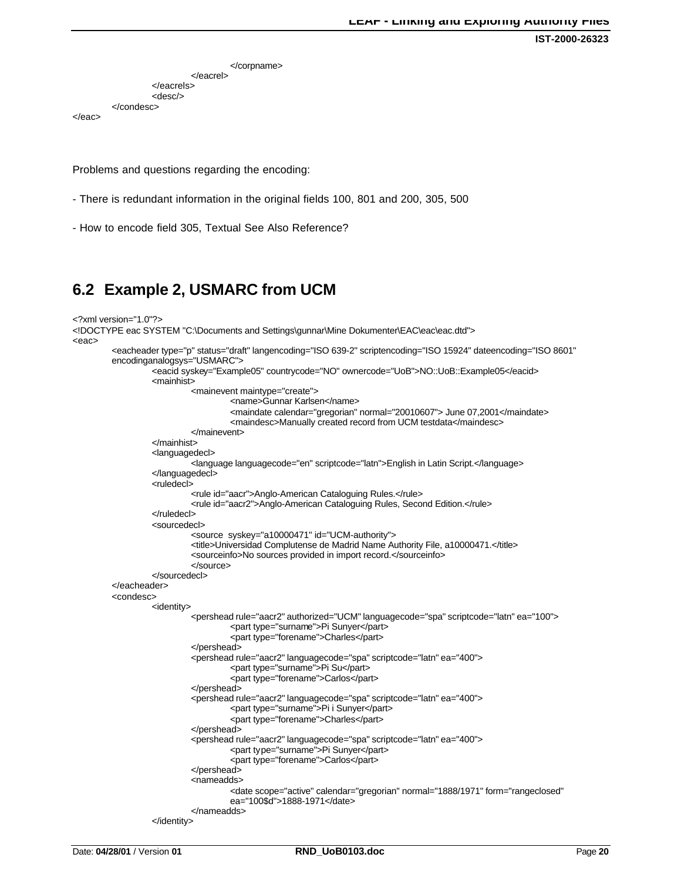```
                    </corpname>
                </eacrel>
            </eacrels>
            <desc/>
        </condesc>
</eac>
```

Problems and questions regarding the encoding:

- There is redundant information in the original fields 100, 801 and 200, 305, 500

- How to encode field 305, Textual See Also Reference?

## 6.2 Example 2, USMARC from UCM

```
<?xml version="1.0"?>
<!DOCTYPE eac SYSTEM "C:\Documents and Settings\gunnar\Mine Dokumenter\EAC\eac\eac.dtd">
<eac>
    <eacheader type="p" status="draft" langencoding="ISO 639-2" scriptencoding="ISO 15924" dateencoding="ISO 8601"
    encodinganalogsys="USMARC">
        <eacid syskey="Example05" countrycode="NO" ownercode="UoB">NO::UoB::Example05</eacid>
        <mainhist>
            <mainevent maintype="create">
                <name>Gunnar Karlsen</name>
                <maindate calendar="gregorian" normal="20010607"> June 07,2001</maindate>
                <maindesc>Manually created record from UCM testdata</maindesc>
            </mainevent>
        </mainhist>
        <languagedecl>
            <language languagecode="en" scriptcode="latn">English in Latin Script.</language>
        </languagedecl>
        <ruledecl>
            <rule id="aacr">Anglo-American Cataloguing Rules.</rule>
            <rule id="aacr2">Anglo-American Cataloguing Rules, Second Edition.</rule>
        </ruledecl>
        <sourcedecl>
            <source  syskey="a10000471" id="UCM-authority">
            <title>Universidad Complutense de Madrid Name Authority File, a10000471.</title>
            <sourceinfo>No sources provided in import record.</sourceinfo>
            </source>
        </sourcedecl>
    </eacheader>
    <condesc>
        <identity>
            <pershead rule="aacr2" authorized="UCM" languagecode="spa" scriptcode="latn" ea="100">
                <part type="surname">Pi Sunyer</part>
                <part type="forename">Charles</part>
            </pershead>
            <pershead rule="aacr2" languagecode="spa" scriptcode="latn" ea="400">
                <part type="surname">Pi Su</part>
                <part type="forename">Carlos</part>
            </pershead>
            <pershead rule="aacr2" languagecode="spa" scriptcode="latn" ea="400">
                <part type="surname">Pi i Sunyer</part>
                <part type="forename">Charles</part>
            </pershead>
            <pershead rule="aacr2" languagecode="spa" scriptcode="latn" ea="400">
                <part type="surname">Pi Sunyer</part>
                <part type="forename">Carlos</part>
            </pershead>
            <nameadds>
                <date scope="active" calendar="gregorian" normal="1888/1971" form="rangeclosed"
                ea="100$d">1888-1971</date>
            </nameadds>
        </identity>
```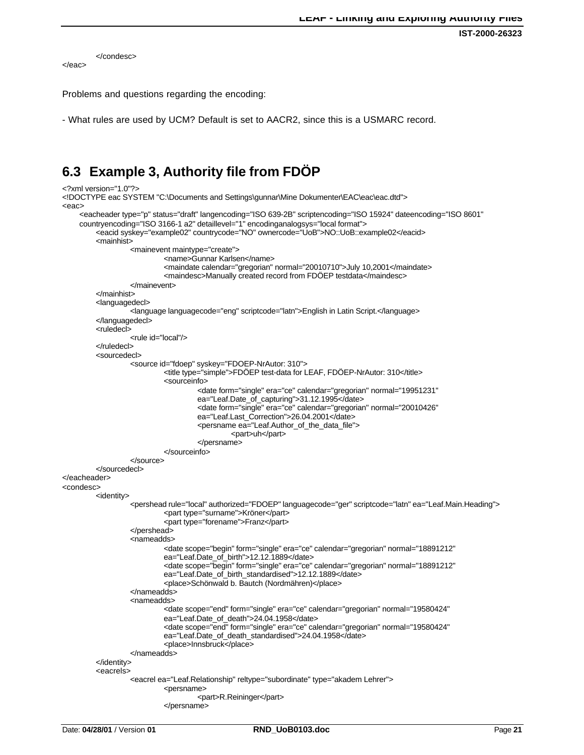```
        </condesc>
</eac>
```

Problems and questions regarding the encoding:

- What rules are used by UCM? Default is set to AACR2, since this is a USMARC record.

## 6.3 Example 3, Authority file from FDÖP

```
<?xml version="1.0"?>
<!DOCTYPE eac SYSTEM "C:\Documents and Settings\gunnar\Mine Dokumenter\EAC\eac\eac.dtd">
<eac>
    <eacheader type="p" status="draft" langencoding="ISO 639-2B" scriptencoding="ISO 15924" dateencoding="ISO 8601"
    countryencoding="ISO 3166-1 a2" detaillevel="1" encodinganalogsys="local format">
        <eacid syskey="example02" countrycode="NO" ownercode="UoB">NO::UoB::example02</eacid>
        <mainhist>
            <mainevent maintype="create">
                <name>Gunnar Karlsen</name>
                <maindate calendar="gregorian" normal="20010710">July 10,2001</maindate>
                <maindesc>Manually created record from FDÖEP testdata</maindesc>
            </mainevent>
        </mainhist>
        <languagedecl>
            <language languagecode="eng" scriptcode="latn">English in Latin Script.</language>
        </languagedecl>
        <ruledecl>
            <rule id="local"/>
        </ruledecl>
        <sourcedecl>
            <source id="fdoep" syskey="FDOEP-NrAutor: 310">
                <title type="simple">FDÖEP test-data for LEAF, FDÖEP-NrAutor: 310</title>
                <sourceinfo>
                    <date form="single" era="ce" calendar="gregorian" normal="19951231"
                    ea="Leaf.Date_of_capturing">31.12.1995</date>
                    <date form="single" era="ce" calendar="gregorian" normal="20010426"
                    ea="Leaf.Last_Correction">26.04.2001</date>
                    <persname ea="Leaf.Author_of_the_data_file">
                        <part>uh</part>
                    </persname>
                </sourceinfo>
            </source>
        </sourcedecl>
</eacheader>
<condesc>
        <identity>
            <pershead rule="local" authorized="FDOEP" languagecode="ger" scriptcode="latn" ea="Leaf.Main.Heading">
                <part type="surname">Kröner</part>
                <part type="forename">Franz</part>
            </pershead>
            <nameadds>
                <date scope="begin" form="single" era="ce" calendar="gregorian" normal="18891212"
                ea="Leaf.Date_of_birth">12.12.1889</date>
                <date scope="begin" form="single" era="ce" calendar="gregorian" normal="18891212"
                ea="Leaf.Date_of_birth_standardised">12.12.1889</date>
                <place>Schönwald b. Bautch (Nordmähren)</place>
            </nameadds>
            <nameadds>
                <date scope="end" form="single" era="ce" calendar="gregorian" normal="19580424"
                ea="Leaf.Date_of_death">24.04.1958</date>
                <date scope="end" form="single" era="ce" calendar="gregorian" normal="19580424"
                ea="Leaf.Date_of_death_standardised">24.04.1958</date>
                <place>Innsbruck</place>
            </nameadds>
        </identity>
        <eacrels>
            <eacrel ea="Leaf.Relationship" reltype="subordinate" type="akadem Lehrer">
                <persname>
                    <part>R.Reininger</part>
                </persname>
```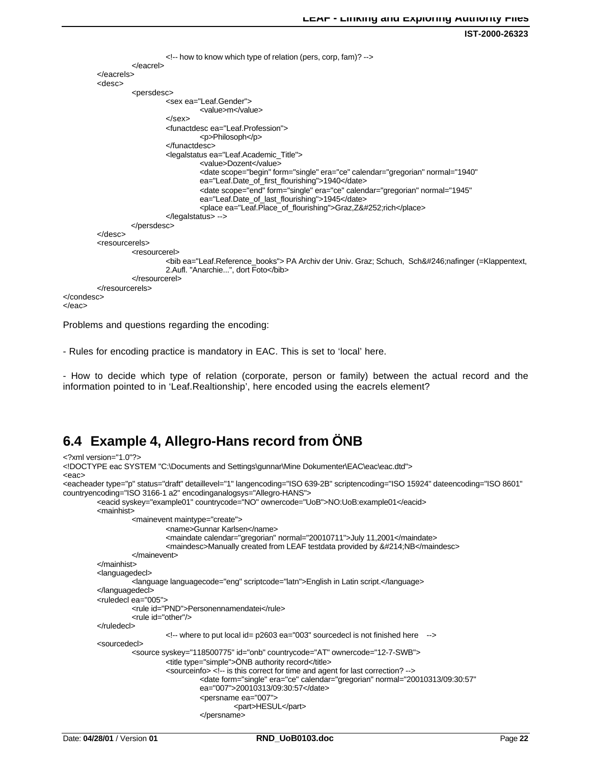```
                    <!-- how to know which type of relation (pers, corp, fam)? -->
            </eacrel>
        </eacrels>
        <desc>
            <persdesc>
                <sex ea="Leaf.Gender">
                    <value>m</value>
                </sex>
                <funactdesc ea="Leaf.Profession">
                    <p>Philosoph</p>
                </funactdesc>
                <legalstatus ea="Leaf.Academic_Title">
                    <value>Dozent</value>
                    <date scope="begin" form="single" era="ce" calendar="gregorian" normal="1940"
                    ea="Leaf.Date_of_first_flourishing">1940</date>
                    <date scope="end" form="single" era="ce" calendar="gregorian" normal="1945"
                    ea="Leaf.Date_of_last_flourishing">1945</date>
                    <place ea="Leaf.Place_of_flourishing">Graz,Z&#252;rich</place>
                </legalstatus> -->
            </persdesc>
        </desc>
        <resourcerels>
            <resourcerel>
                <bib ea="Leaf.Reference_books"> PA Archiv der Univ. Graz; Schuch,  Sch&#246;nafinger (=Klappentext,
                2.Aufl. "Anarchie...", dort Foto</bib>
            </resourcerel>
        </resourcerels>
</condesc>
</eac>
```

Problems and questions regarding the encoding:

- Rules for encoding practice is mandatory in EAC. This is set to ‘local’ here.

- How to decide which type of relation (corporate, person or family) between the actual record and the information pointed to in ‘Leaf.Realtionship’, here encoded using the eacrels element?

## 6.4 Example 4, Allegro-Hans record from ÖNB

```
<?xml version="1.0"?>
<!DOCTYPE eac SYSTEM "C:\Documents and Settings\gunnar\Mine Dokumenter\EAC\eac\eac.dtd">
<eac>
<eacheader type="p" status="draft" detaillevel="1" langencoding="ISO 639-2B" scriptencoding="ISO 15924" dateencoding="ISO 8601"
countryencoding="ISO 3166-1 a2" encodinganalogsys="Allegro-HANS">
        <eacid syskey="example01" countrycode="NO" ownercode="UoB">NO:UoB:example01</eacid>
        <mainhist>
            <mainevent maintype="create">
                <name>Gunnar Karlsen</name>
                <maindate calendar="gregorian" normal="20010711">July 11,2001</maindate>
                <maindesc>Manually created from LEAF testdata provided by &#214;NB</maindesc>
            </mainevent>
        </mainhist>
        <languagedecl>
            <language languagecode="eng" scriptcode="latn">English in Latin script.</language>
        </languagedecl>
        <ruledecl ea="005">
            <rule id="PND">Personennamendatei</rule>
            <rule id="other"/>
        </ruledecl>
                <!-- where to put local id= p2603 ea="003" sourcedecl is not finished here    -->
        <sourcedecl>
            <source syskey="118500775" id="onb" countrycode="AT" ownercode="12-7-SWB">
                <title type="simple">ÖNB authority record</title>
                <sourceinfo> <!-- is this correct for time and agent for last correction? -->
                    <date form="single" era="ce" calendar="gregorian" normal="20010313/09:30:57"
                    ea="007">20010313/09:30:57</date>
                    <persname ea="007">
                        <part>HESUL</part>
                    </persname>
```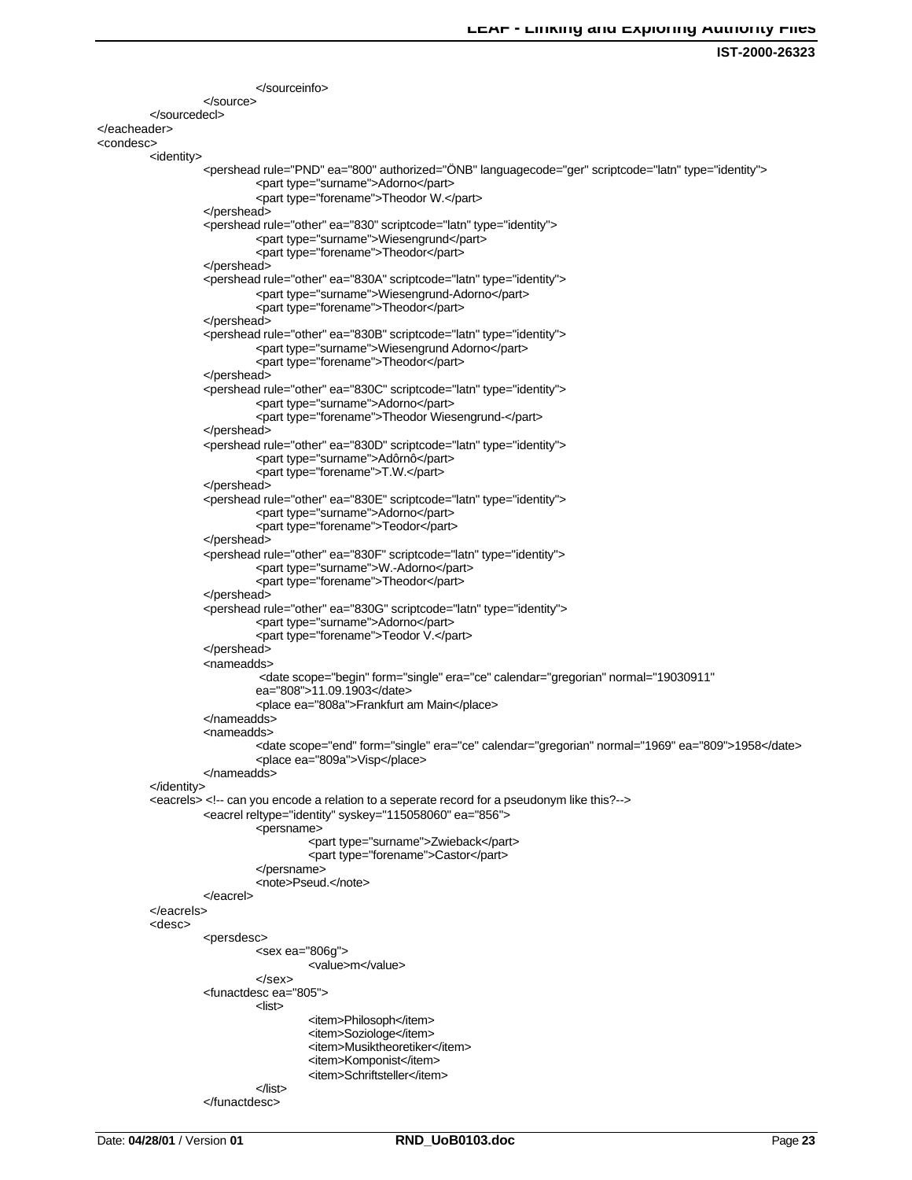```xml
                    </sourceinfo>
                </source>
            </sourcedecl>
</eacheader>
<condesc>
        <identity>
                <pershead rule="PND" ea="800" authorized="ÖNB" languagecode="ger" scriptcode="latn" type="identity">
                        <part type="surname">Adorno</part>
                        <part type="forename">Theodor W.</part>
                </pershead>
                <pershead rule="other" ea="830" scriptcode="latn" type="identity">
                        <part type="surname">Wiesengrund</part>
                        <part type="forename">Theodor</part>
                </pershead>
                <pershead rule="other" ea="830A" scriptcode="latn" type="identity">
                        <part type="surname">Wiesengrund-Adorno</part>
                        <part type="forename">Theodor</part>
                </pershead>
                <pershead rule="other" ea="830B" scriptcode="latn" type="identity">
                        <part type="surname">Wiesengrund Adorno</part>
                        <part type="forename">Theodor</part>
                </pershead>
                <pershead rule="other" ea="830C" scriptcode="latn" type="identity">
                        <part type="surname">Adorno</part>
                        <part type="forename">Theodor Wiesengrund-</part>
                </pershead>
                <pershead rule="other" ea="830D" scriptcode="latn" type="identity">
                        <part type="surname">Adôrnô</part>
                        <part type="forename">T.W.</part>
                </pershead>
                <pershead rule="other" ea="830E" scriptcode="latn" type="identity">
                        <part type="surname">Adorno</part>
                        <part type="forename">Teodor</part>
                </pershead>
                <pershead rule="other" ea="830F" scriptcode="latn" type="identity">
                        <part type="surname">W.-Adorno</part>
                        <part type="forename">Theodor</part>
                </pershead>
                <pershead rule="other" ea="830G" scriptcode="latn" type="identity">
                        <part type="surname">Adorno</part>
                        <part type="forename">Teodor V.</part>
                </pershead>
                <nameadds>
                         <date scope="begin" form="single" era="ce" calendar="gregorian" normal="19030911"
                        ea="808">11.09.1903</date>
                        <place ea="808a">Frankfurt am Main</place>
                </nameadds>
                <nameadds>
                        <date scope="end" form="single" era="ce" calendar="gregorian" normal="1969" ea="809">1958</date>
                        <place ea="809a">Visp</place>
                </nameadds>
        </identity>
        <eacrels> <!-- can you encode a relation to a seperate record for a pseudonym like this?-->
                <eacrel reltype="identity" syskey="115058060" ea="856">
                        <persname>
                                <part type="surname">Zwieback</part>
                                <part type="forename">Castor</part>
                        </persname>
                        <note>Pseud.</note>
                </eacrel>
        </eacrels>
        <desc>
                <persdesc>
                        <sex ea="806g">
                                <value>m</value>
                        </sex>
                <funactdesc ea="805">
                        <list>
                                <item>Philosoph</item>
                                <item>Soziologe</item>
                                <item>Musiktheoretiker</item>
                                <item>Komponist</item>
                                <item>Schriftsteller</item>
                        </list>
                </funactdesc>
```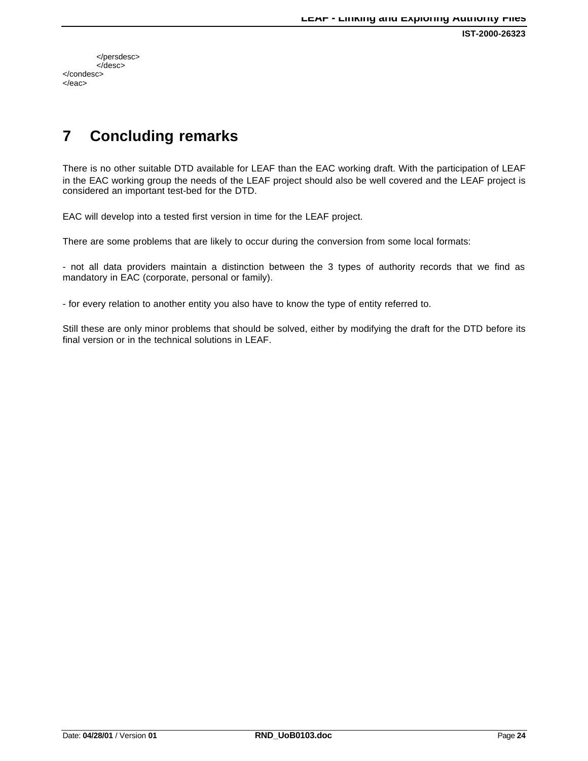```
        </persdesc>
        </desc>
</condesc>
</eac>
```

# 7 Concluding remarks

There is no other suitable DTD available for LEAF than the EAC working draft. With the participation of LEAF in the EAC working group the needs of the LEAF project should also be well covered and the LEAF project is considered an important test-bed for the DTD.

EAC will develop into a tested first version in time for the LEAF project.

There are some problems that are likely to occur during the conversion from some local formats:

- not all data providers maintain a distinction between the 3 types of authority records that we find as mandatory in EAC (corporate, personal or family).

- for every relation to another entity you also have to know the type of entity referred to.

Still these are only minor problems that should be solved, either by modifying the draft for the DTD before its final version or in the technical solutions in LEAF.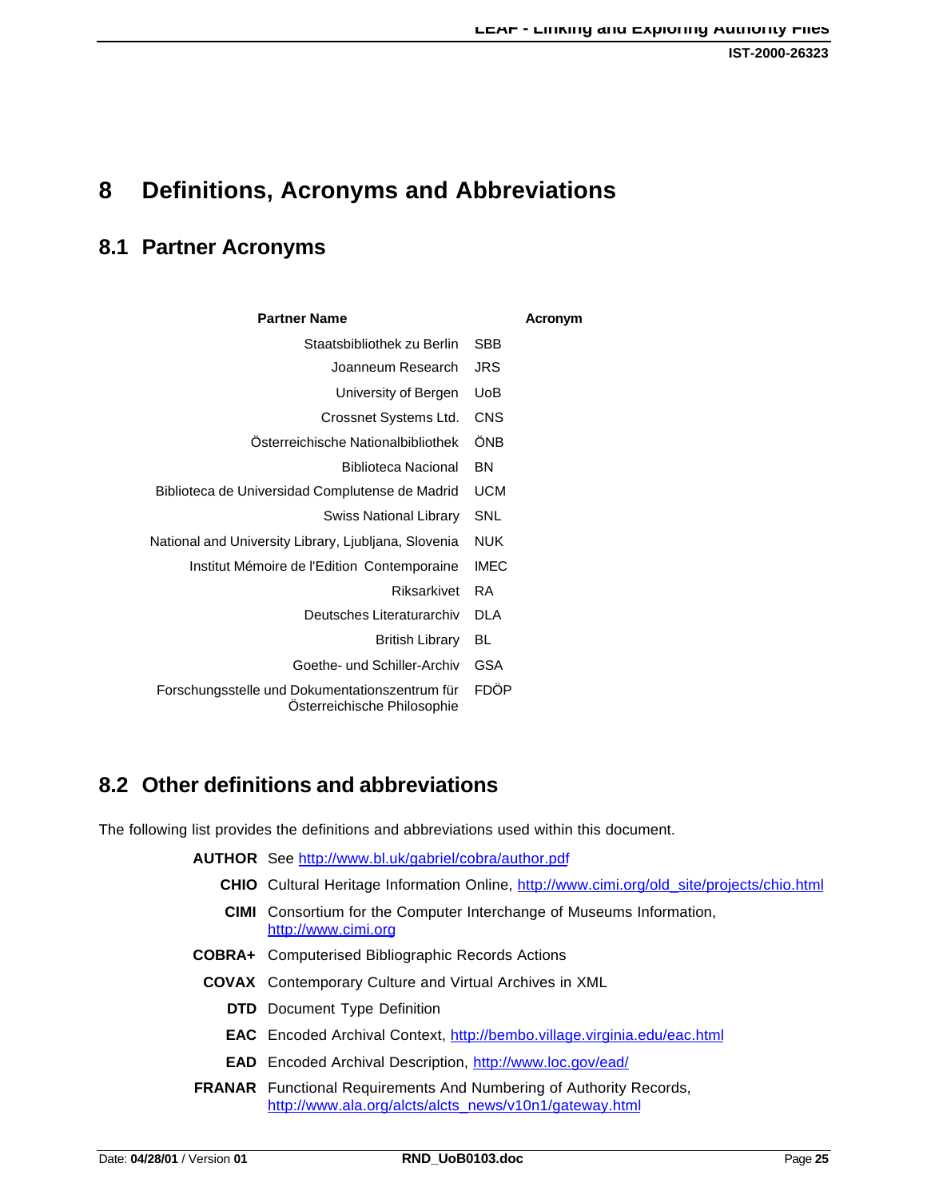# 8 Definitions, Acronyms and Abbreviations

## 8.1 Partner Acronyms

| Partner Name | Acronym |
|---|---|
| Staatsbibliothek zu Berlin | SBB |
| Joanneum Research | JRS |
| University of Bergen | UoB |
| Crossnet Systems Ltd. | CNS |
| Österreichische Nationalbibliothek | ÖNB |
| Biblioteca Nacional | BN |
| Biblioteca de Universidad Complutense de Madrid | UCM |
| Swiss National Library | SNL |
| National and University Library, Ljubljana, Slovenia | NUK |
| Institut Mémoire de l'Edition Contemporaine | IMEC |
| Riksarkivet | RA |
| Deutsches Literaturarchiv | DLA |
| British Library | BL |
| Goethe- und Schiller-Archiv | GSA |
| Forschungsstelle und Dokumentationszentrum für Österreichische Philosophie | FDÖP |

## 8.2 Other definitions and abbreviations

The following list provides the definitions and abbreviations used within this document.

**AUTHOR** See http://www.bl.uk/gabriel/cobra/author.pdf

**CHIO** Cultural Heritage Information Online, http://www.cimi.org/old_site/projects/chio.html

**CIMI** Consortium for the Computer Interchange of Museums Information, http://www.cimi.org

**COBRA+** Computerised Bibliographic Records Actions

**COVAX** Contemporary Culture and Virtual Archives in XML

**DTD** Document Type Definition

**EAC** Encoded Archival Context, http://bembo.village.virginia.edu/eac.html

**EAD** Encoded Archival Description, http://www.loc.gov/ead/

**FRANAR** Functional Requirements And Numbering of Authority Records, http://www.ala.org/alcts/alcts_news/v10n1/gateway.html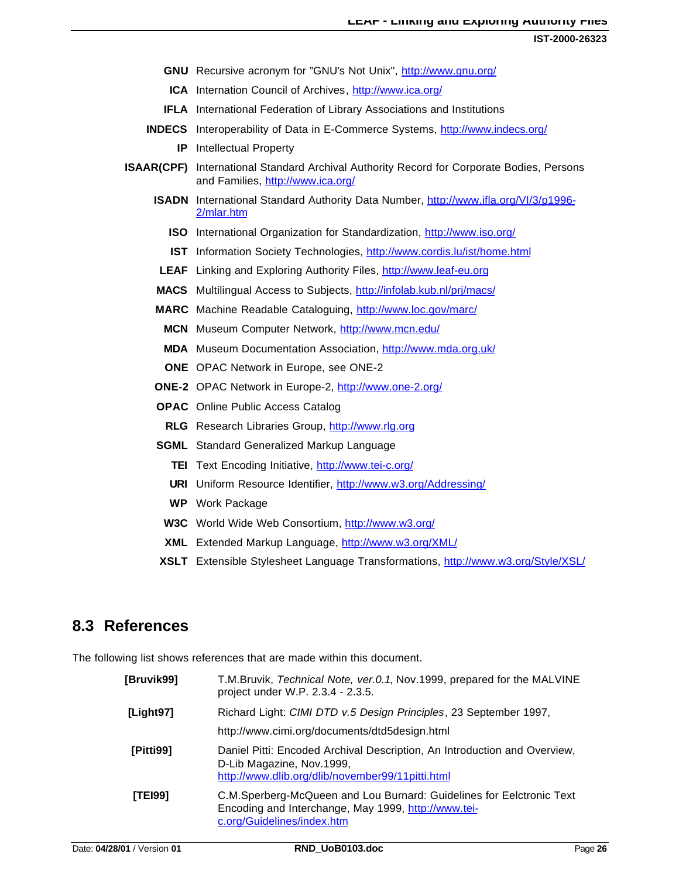**GNU** Recursive acronym for "GNU's Not Unix", http://www.gnu.org/

**ICA** Internation Council of Archives, http://www.ica.org/

**IFLA** International Federation of Library Associations and Institutions

**INDECS** Interoperability of Data in E-Commerce Systems, http://www.indecs.org/

**IP** Intellectual Property

**ISAAR(CPF)** International Standard Archival Authority Record for Corporate Bodies, Persons and Families, http://www.ica.org/

**ISADN** International Standard Authority Data Number, http://www.ifla.org/VI/3/p1996-2/mlar.htm

**ISO** International Organization for Standardization, http://www.iso.org/

**IST** Information Society Technologies, http://www.cordis.lu/ist/home.html

**LEAF** Linking and Exploring Authority Files, http://www.leaf-eu.org

**MACS** Multilingual Access to Subjects, http://infolab.kub.nl/prj/macs/

**MARC** Machine Readable Cataloguing, http://www.loc.gov/marc/

**MCN** Museum Computer Network, http://www.mcn.edu/

**MDA** Museum Documentation Association, http://www.mda.org.uk/

**ONE** OPAC Network in Europe, see ONE-2

**ONE-2** OPAC Network in Europe-2, http://www.one-2.org/

**OPAC** Online Public Access Catalog

**RLG** Research Libraries Group, http://www.rlg.org

**SGML** Standard Generalized Markup Language

**TEI** Text Encoding Initiative, http://www.tei-c.org/

**URI** Uniform Resource Identifier, http://www.w3.org/Addressing/

**WP** Work Package

**W3C** World Wide Web Consortium, http://www.w3.org/

**XML** Extended Markup Language, http://www.w3.org/XML/

**XSLT** Extensible Stylesheet Language Transformations, http://www.w3.org/Style/XSL/

## 8.3 References

The following list shows references that are made within this document.

**[Bruvik99]** T.M.Bruvik, *Technical Note, ver.0.1*, Nov.1999, prepared for the MALVINE project under W.P. 2.3.4 - 2.3.5.

**[Light97]** Richard Light: *CIMI DTD v.5 Design Principles*, 23 September 1997,

http://www.cimi.org/documents/dtd5design.html

**[Pitti99]** Daniel Pitti: Encoded Archival Description, An Introduction and Overview, D-Lib Magazine, Nov.1999, http://www.dlib.org/dlib/november99/11pitti.html

**[TEI99]** C.M.Sperberg-McQueen and Lou Burnard: Guidelines for Eelctronic Text Encoding and Interchange, May 1999, http://www.tei-c.org/Guidelines/index.htm